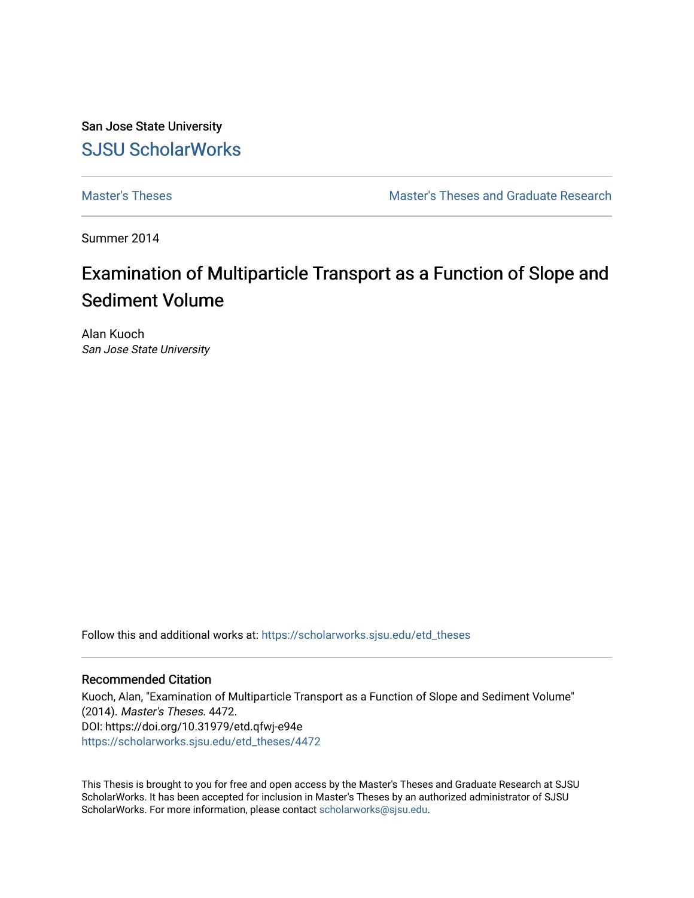San Jose State University

SJSU ScholarWorks

Master's Theses

Master's Theses and Graduate Research

Summer 2014

# Examination of Multiparticle Transport as a Function of Slope and Sediment Volume

Alan Kuoch
*San Jose State University*

Follow this and additional works at: https://scholarworks.sjsu.edu/etd_theses

### Recommended Citation

Kuoch, Alan, "Examination of Multiparticle Transport as a Function of Slope and Sediment Volume" (2014). *Master's Theses*. 4472.
DOI: https://doi.org/10.31979/etd.qfwj-e94e
https://scholarworks.sjsu.edu/etd_theses/4472

This Thesis is brought to you for free and open access by the Master's Theses and Graduate Research at SJSU ScholarWorks. It has been accepted for inclusion in Master's Theses by an authorized administrator of SJSU ScholarWorks. For more information, please contact scholarworks@sjsu.edu.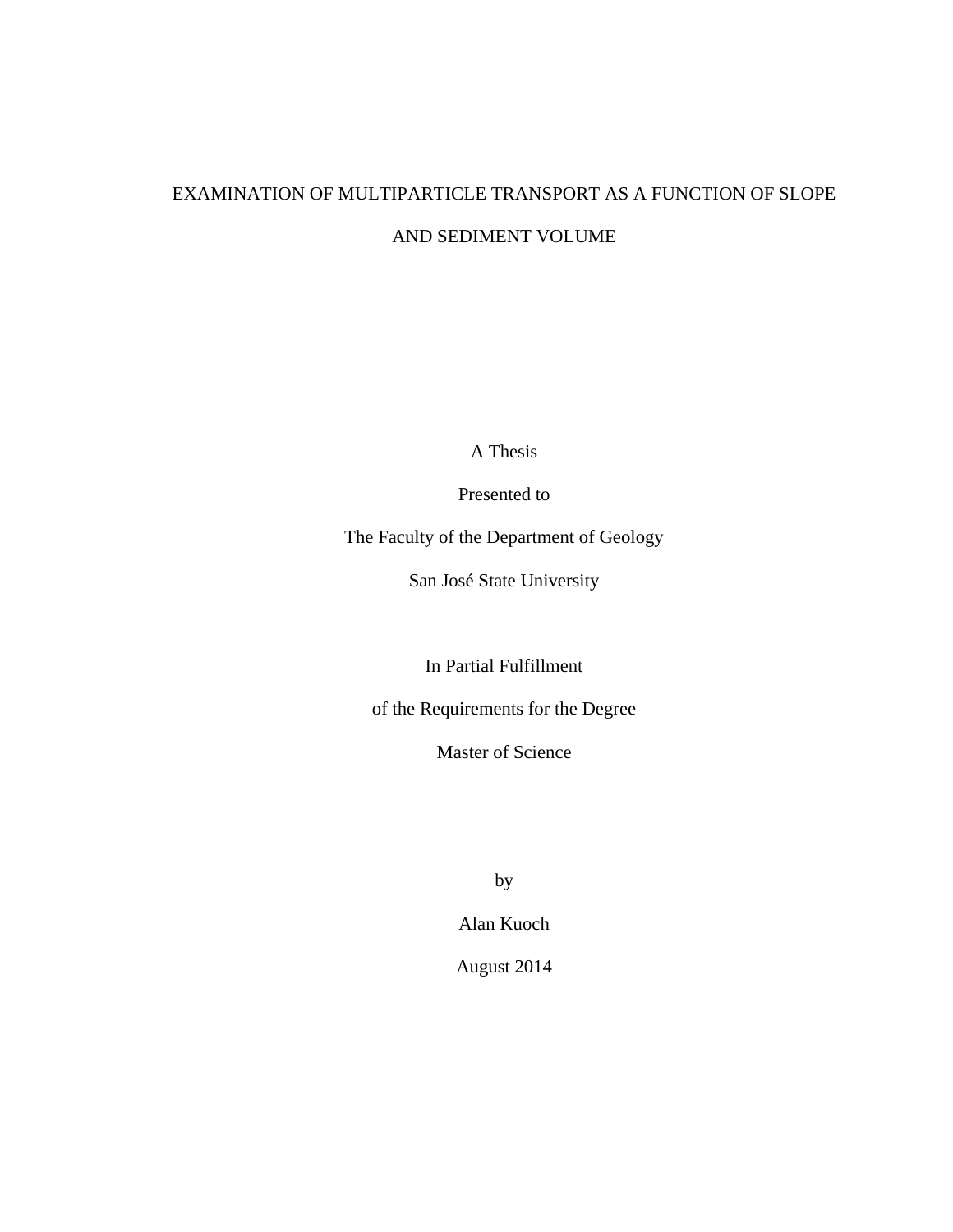# EXAMINATION OF MULTIPARTICLE TRANSPORT AS A FUNCTION OF SLOPE AND SEDIMENT VOLUME

A Thesis

Presented to

The Faculty of the Department of Geology

San José State University

In Partial Fulfillment

of the Requirements for the Degree

Master of Science

by

Alan Kuoch

August 2014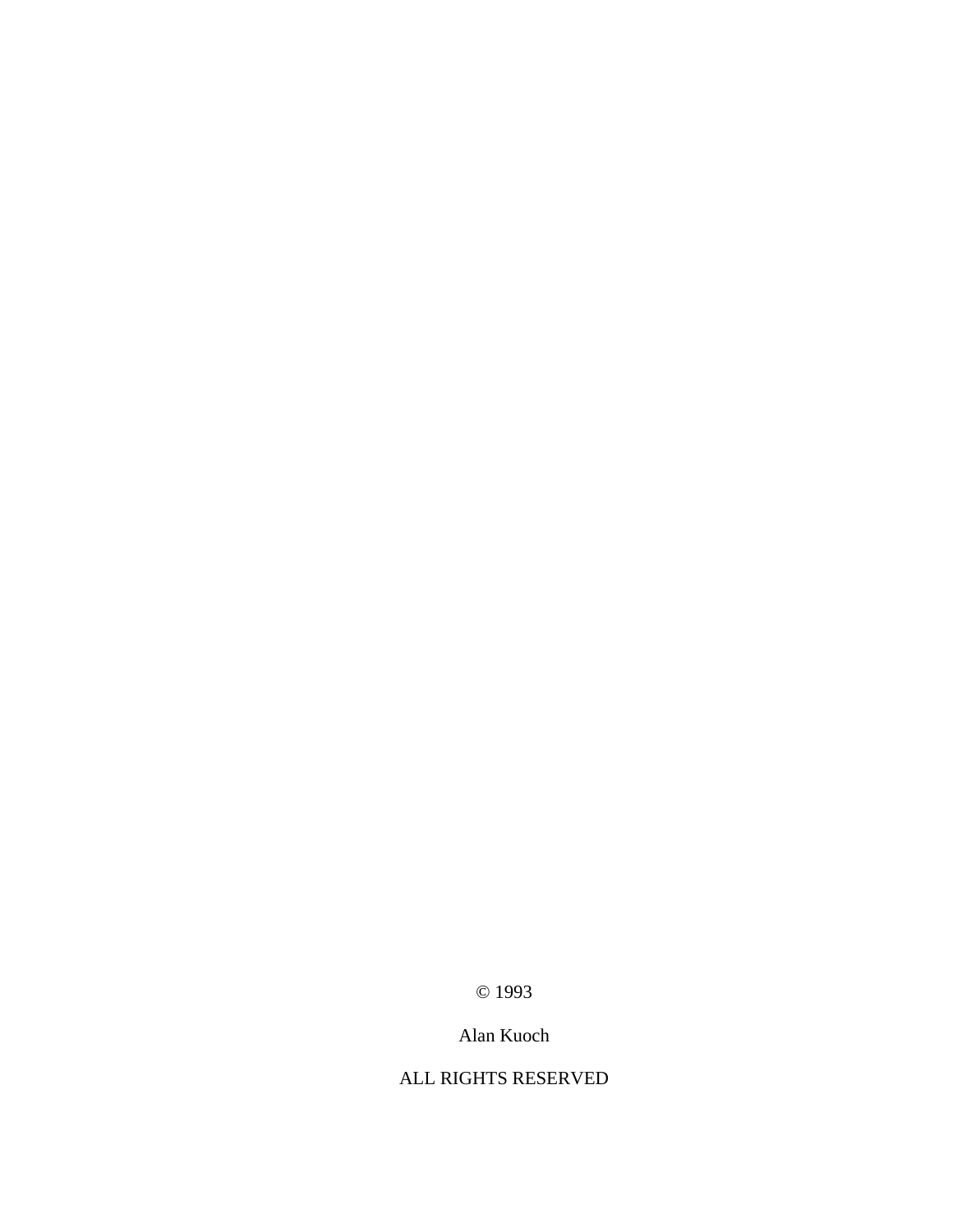© 1993

Alan Kuoch

ALL RIGHTS RESERVED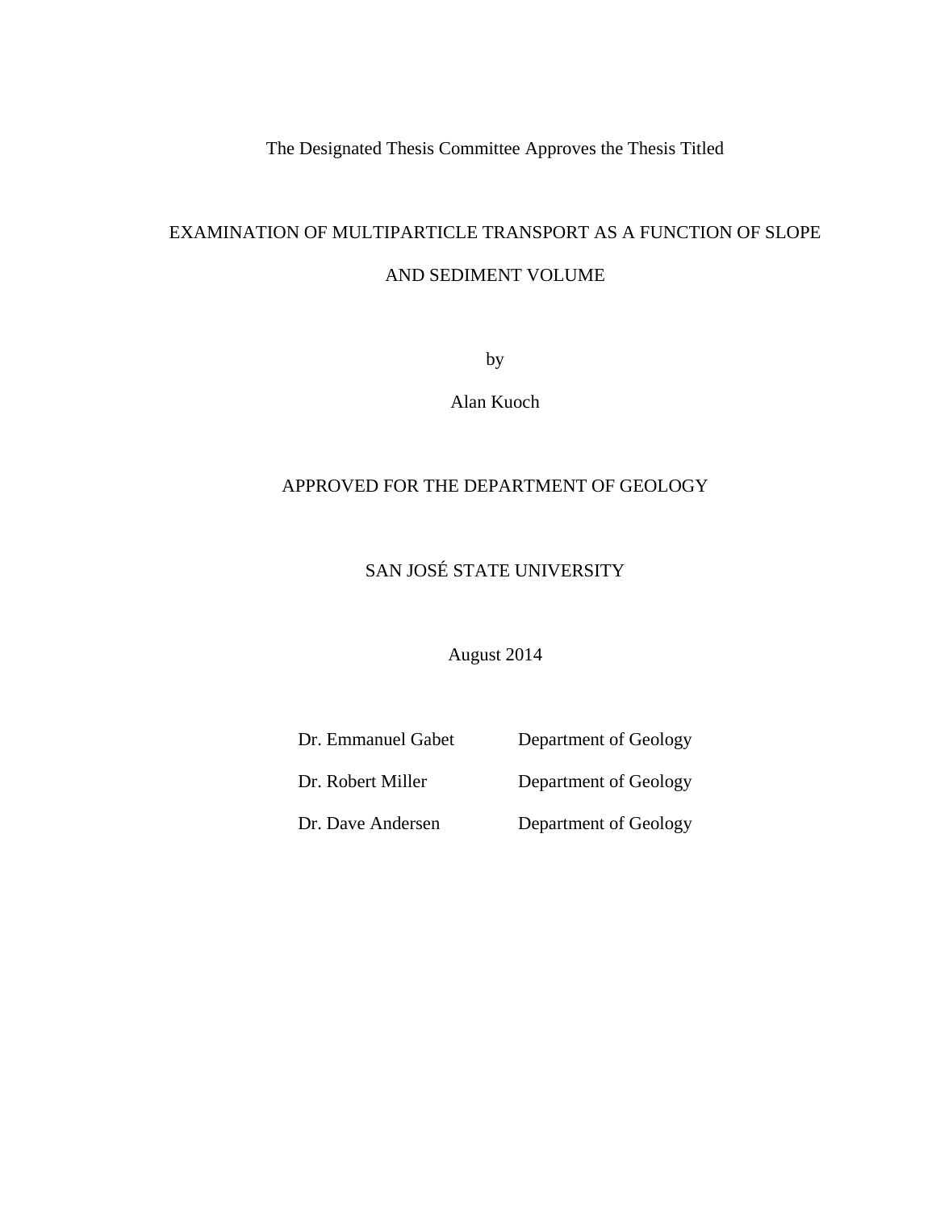The Designated Thesis Committee Approves the Thesis Titled

EXAMINATION OF MULTIPARTICLE TRANSPORT AS A FUNCTION OF SLOPE AND SEDIMENT VOLUME

by

Alan Kuoch

APPROVED FOR THE DEPARTMENT OF GEOLOGY

SAN JOSÉ STATE UNIVERSITY

August 2014

| | |
|---|---|
| Dr. Emmanuel Gabet | Department of Geology |
| Dr. Robert Miller | Department of Geology |
| Dr. Dave Andersen | Department of Geology |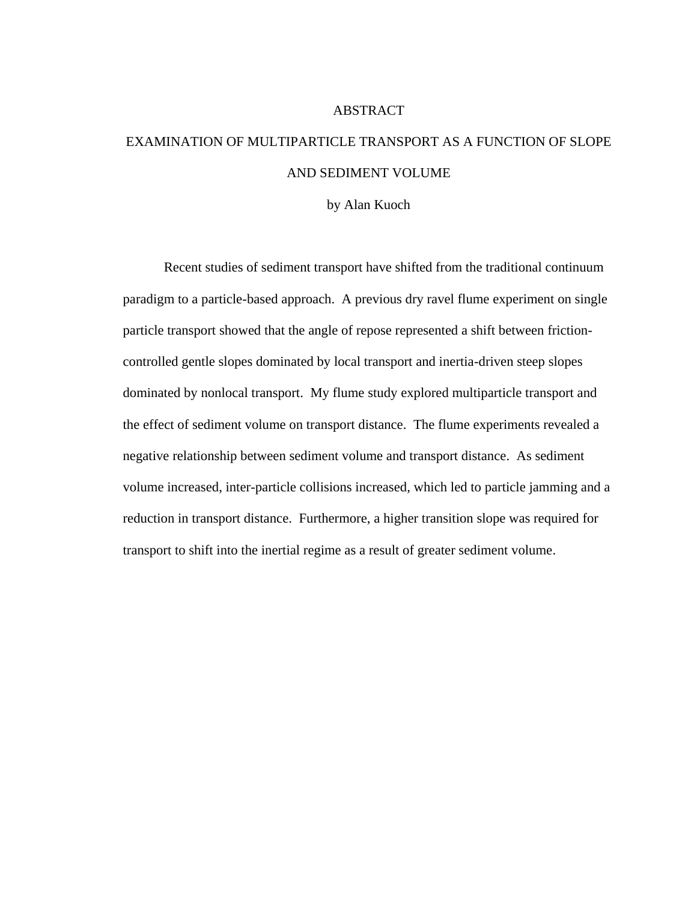# ABSTRACT

## EXAMINATION OF MULTIPARTICLE TRANSPORT AS A FUNCTION OF SLOPE AND SEDIMENT VOLUME

by Alan Kuoch

Recent studies of sediment transport have shifted from the traditional continuum paradigm to a particle-based approach. A previous dry ravel flume experiment on single particle transport showed that the angle of repose represented a shift between friction-controlled gentle slopes dominated by local transport and inertia-driven steep slopes dominated by nonlocal transport. My flume study explored multiparticle transport and the effect of sediment volume on transport distance. The flume experiments revealed a negative relationship between sediment volume and transport distance. As sediment volume increased, inter-particle collisions increased, which led to particle jamming and a reduction in transport distance. Furthermore, a higher transition slope was required for transport to shift into the inertial regime as a result of greater sediment volume.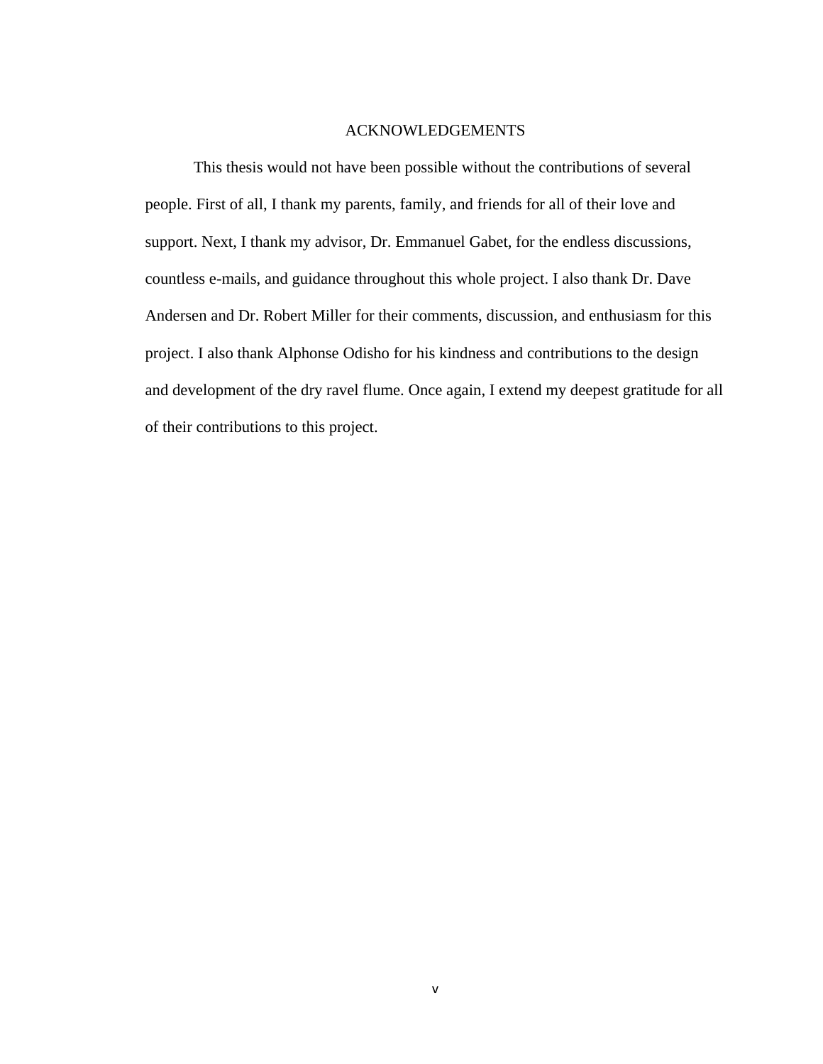# ACKNOWLEDGEMENTS

This thesis would not have been possible without the contributions of several people. First of all, I thank my parents, family, and friends for all of their love and support. Next, I thank my advisor, Dr. Emmanuel Gabet, for the endless discussions, countless e-mails, and guidance throughout this whole project. I also thank Dr. Dave Andersen and Dr. Robert Miller for their comments, discussion, and enthusiasm for this project. I also thank Alphonse Odisho for his kindness and contributions to the design and development of the dry ravel flume. Once again, I extend my deepest gratitude for all of their contributions to this project.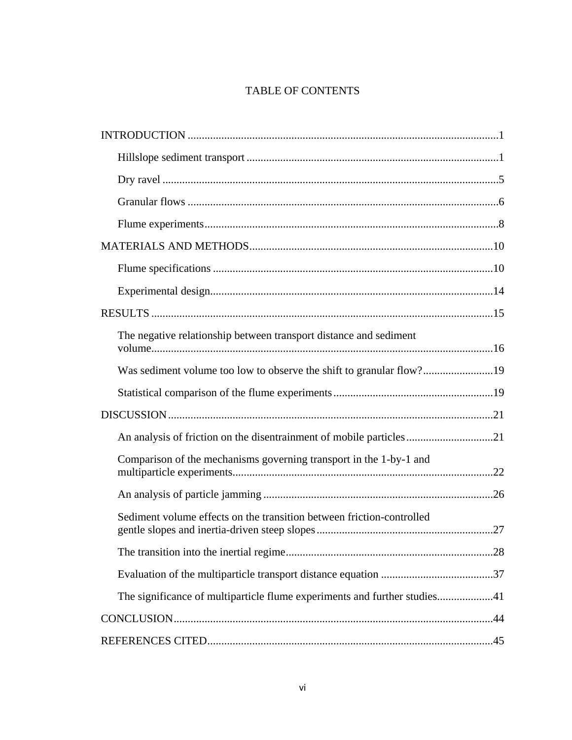# TABLE OF CONTENTS

INTRODUCTION ....................................................................................................1

- Hillslope sediment transport ..........................................................................1
- Dry ravel ........................................................................................................5
- Granular flows ...............................................................................................6
- Flume experiments.........................................................................................8

MATERIALS AND METHODS..........................................................................10

- Flume specifications ....................................................................................10
- Experimental design.....................................................................................14

RESULTS ...........................................................................................................15

- The negative relationship between transport distance and sediment volume..........................................................................................................16
- Was sediment volume too low to observe the shift to granular flow?.........................19
- Statistical comparison of the flume experiments .........................................19

DISCUSSION......................................................................................................21

- An analysis of friction on the disentrainment of mobile particles ...............................21
- Comparison of the mechanisms governing transport in the 1-by-1 and multiparticle experiments.............................................................................22
- An analysis of particle jamming ..................................................................26
- Sediment volume effects on the transition between friction-controlled gentle slopes and inertia-driven steep slopes ..............................................................27
- The transition into the inertial regime..........................................................28
- Evaluation of the multiparticle transport distance equation ........................................37
- The significance of multiparticle flume experiments and further studies....................41

CONCLUSION....................................................................................................44

REFERENCES CITED.......................................................................................45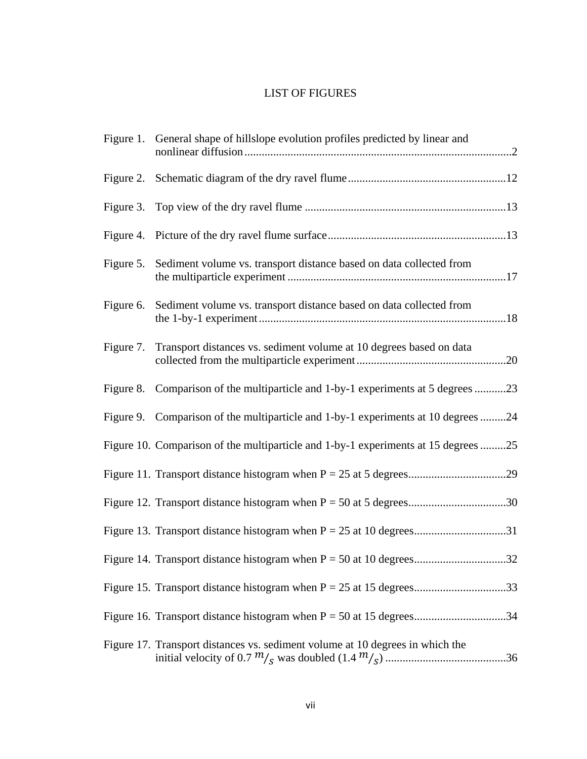# LIST OF FIGURES

Figure 1. General shape of hillslope evolution profiles predicted by linear and nonlinear diffusion ........................................................................................2

Figure 2. Schematic diagram of the dry ravel flume ......................................................12

Figure 3. Top view of the dry ravel flume .....................................................................13

Figure 4. Picture of the dry ravel flume surface.............................................................13

Figure 5. Sediment volume vs. transport distance based on data collected from the multiparticle experiment ...........................................................................17

Figure 6. Sediment volume vs. transport distance based on data collected from the 1-by-1 experiment.....................................................................................18

Figure 7. Transport distances vs. sediment volume at 10 degrees based on data collected from the multiparticle experiment...................................................20

Figure 8. Comparison of the multiparticle and 1-by-1 experiments at 5 degrees ...........23

Figure 9. Comparison of the multiparticle and 1-by-1 experiments at 10 degrees .........24

Figure 10. Comparison of the multiparticle and 1-by-1 experiments at 15 degrees .........25

Figure 11. Transport distance histogram when P = 25 at 5 degrees..................................29

Figure 12. Transport distance histogram when P = 50 at 5 degrees..................................30

Figure 13. Transport distance histogram when P = 25 at 10 degrees................................31

Figure 14. Transport distance histogram when P = 50 at 10 degrees................................32

Figure 15. Transport distance histogram when P = 25 at 15 degrees................................33

Figure 16. Transport distance histogram when P = 50 at 15 degrees................................34

Figure 17. Transport distances vs. sediment volume at 10 degrees in which the initial velocity of 0.7 $m/_{s}$ was doubled (1.4 $m/_{s}$) ..........................................36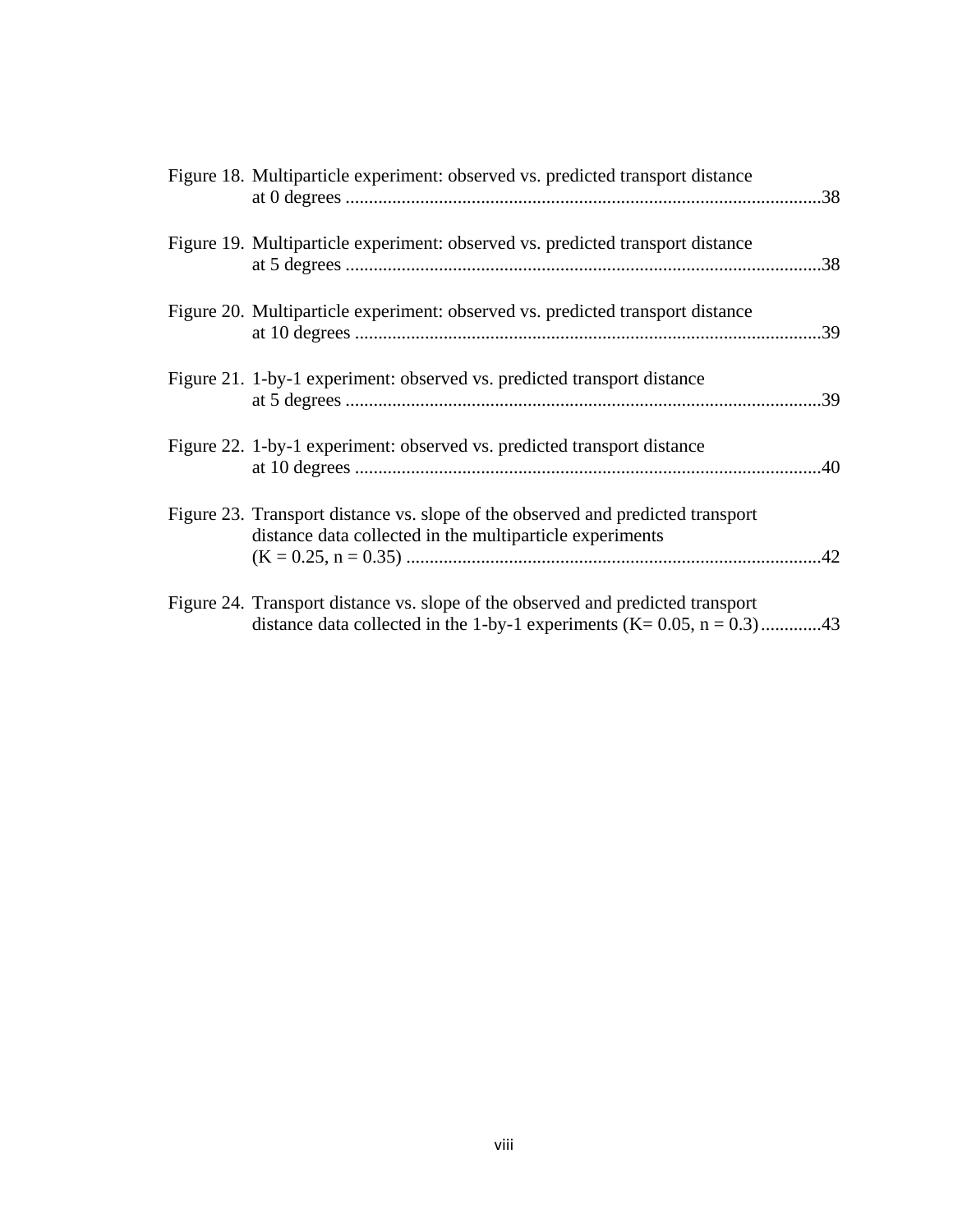Figure 18. Multiparticle experiment: observed vs. predicted transport distance at 0 degrees ....................................................................................................38

Figure 19. Multiparticle experiment: observed vs. predicted transport distance at 5 degrees ....................................................................................................38

Figure 20. Multiparticle experiment: observed vs. predicted transport distance at 10 degrees ..................................................................................................39

Figure 21. 1-by-1 experiment: observed vs. predicted transport distance at 5 degrees ....................................................................................................39

Figure 22. 1-by-1 experiment: observed vs. predicted transport distance at 10 degrees ..................................................................................................40

Figure 23. Transport distance vs. slope of the observed and predicted transport distance data collected in the multiparticle experiments ($K = 0.25$, $n = 0.35$) ........................................................................................42

Figure 24. Transport distance vs. slope of the observed and predicted transport distance data collected in the 1-by-1 experiments ($K= 0.05$, $n = 0.3$)............43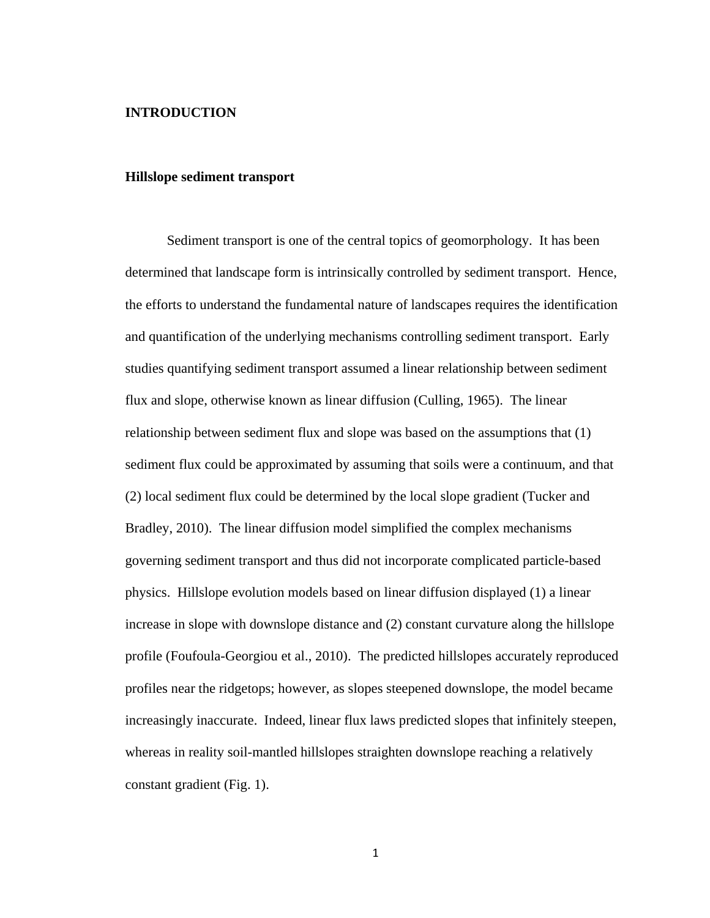# INTRODUCTION

## Hillslope sediment transport

Sediment transport is one of the central topics of geomorphology. It has been determined that landscape form is intrinsically controlled by sediment transport. Hence, the efforts to understand the fundamental nature of landscapes requires the identification and quantification of the underlying mechanisms controlling sediment transport. Early studies quantifying sediment transport assumed a linear relationship between sediment flux and slope, otherwise known as linear diffusion (Culling, 1965). The linear relationship between sediment flux and slope was based on the assumptions that (1) sediment flux could be approximated by assuming that soils were a continuum, and that (2) local sediment flux could be determined by the local slope gradient (Tucker and Bradley, 2010). The linear diffusion model simplified the complex mechanisms governing sediment transport and thus did not incorporate complicated particle-based physics. Hillslope evolution models based on linear diffusion displayed (1) a linear increase in slope with downslope distance and (2) constant curvature along the hillslope profile (Foufoula-Georgiou et al., 2010). The predicted hillslopes accurately reproduced profiles near the ridgetops; however, as slopes steepened downslope, the model became increasingly inaccurate. Indeed, linear flux laws predicted slopes that infinitely steepen, whereas in reality soil-mantled hillslopes straighten downslope reaching a relatively constant gradient (Fig. 1).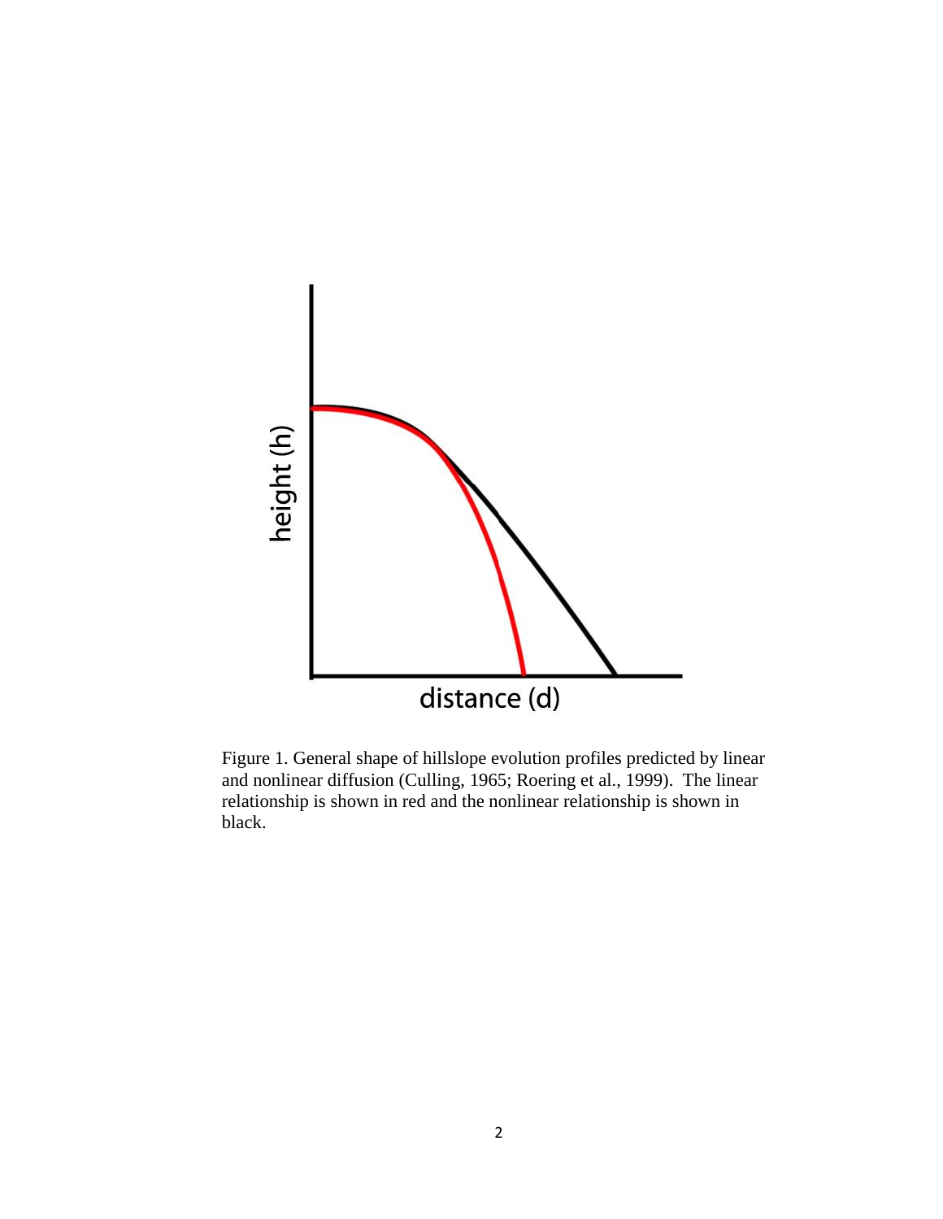Figure 1. General shape of hillslope evolution profiles predicted by linear and nonlinear diffusion (Culling, 1965; Roering et al., 1999). The linear relationship is shown in red and the nonlinear relationship is shown in black.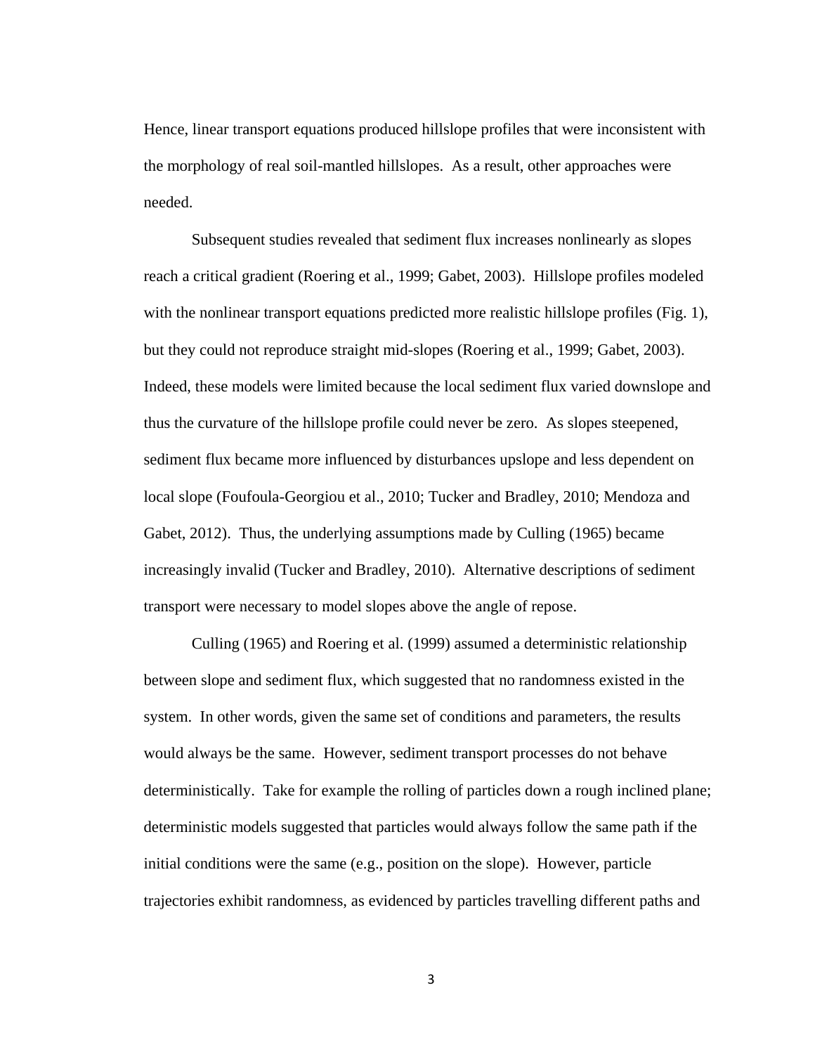Hence, linear transport equations produced hillslope profiles that were inconsistent with the morphology of real soil-mantled hillslopes. As a result, other approaches were needed.

Subsequent studies revealed that sediment flux increases nonlinearly as slopes reach a critical gradient (Roering et al., 1999; Gabet, 2003). Hillslope profiles modeled with the nonlinear transport equations predicted more realistic hillslope profiles (Fig. 1), but they could not reproduce straight mid-slopes (Roering et al., 1999; Gabet, 2003). Indeed, these models were limited because the local sediment flux varied downslope and thus the curvature of the hillslope profile could never be zero. As slopes steepened, sediment flux became more influenced by disturbances upslope and less dependent on local slope (Foufoula-Georgiou et al., 2010; Tucker and Bradley, 2010; Mendoza and Gabet, 2012). Thus, the underlying assumptions made by Culling (1965) became increasingly invalid (Tucker and Bradley, 2010). Alternative descriptions of sediment transport were necessary to model slopes above the angle of repose.

Culling (1965) and Roering et al. (1999) assumed a deterministic relationship between slope and sediment flux, which suggested that no randomness existed in the system. In other words, given the same set of conditions and parameters, the results would always be the same. However, sediment transport processes do not behave deterministically. Take for example the rolling of particles down a rough inclined plane; deterministic models suggested that particles would always follow the same path if the initial conditions were the same (e.g., position on the slope). However, particle trajectories exhibit randomness, as evidenced by particles travelling different paths and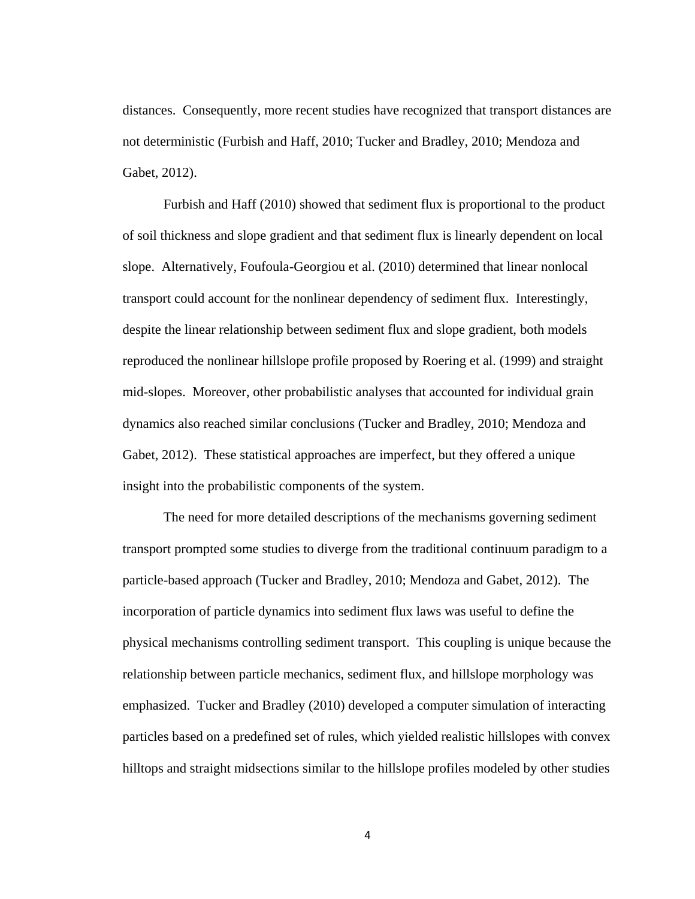distances. Consequently, more recent studies have recognized that transport distances are not deterministic (Furbish and Haff, 2010; Tucker and Bradley, 2010; Mendoza and Gabet, 2012).

Furbish and Haff (2010) showed that sediment flux is proportional to the product of soil thickness and slope gradient and that sediment flux is linearly dependent on local slope. Alternatively, Foufoula-Georgiou et al. (2010) determined that linear nonlocal transport could account for the nonlinear dependency of sediment flux. Interestingly, despite the linear relationship between sediment flux and slope gradient, both models reproduced the nonlinear hillslope profile proposed by Roering et al. (1999) and straight mid-slopes. Moreover, other probabilistic analyses that accounted for individual grain dynamics also reached similar conclusions (Tucker and Bradley, 2010; Mendoza and Gabet, 2012). These statistical approaches are imperfect, but they offered a unique insight into the probabilistic components of the system.

The need for more detailed descriptions of the mechanisms governing sediment transport prompted some studies to diverge from the traditional continuum paradigm to a particle-based approach (Tucker and Bradley, 2010; Mendoza and Gabet, 2012). The incorporation of particle dynamics into sediment flux laws was useful to define the physical mechanisms controlling sediment transport. This coupling is unique because the relationship between particle mechanics, sediment flux, and hillslope morphology was emphasized. Tucker and Bradley (2010) developed a computer simulation of interacting particles based on a predefined set of rules, which yielded realistic hillslopes with convex hilltops and straight midsections similar to the hillslope profiles modeled by other studies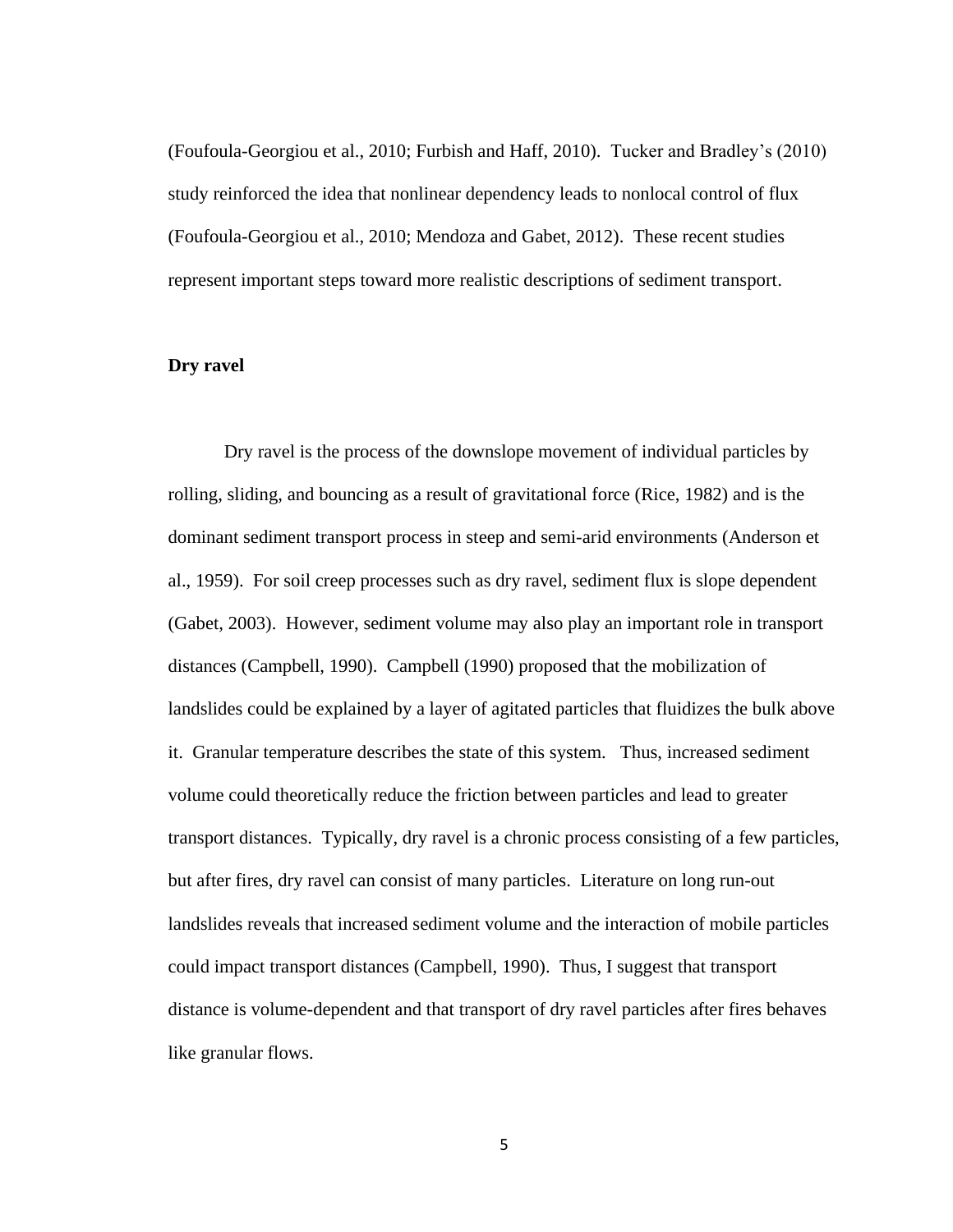(Foufoula-Georgiou et al., 2010; Furbish and Haff, 2010). Tucker and Bradley's (2010) study reinforced the idea that nonlinear dependency leads to nonlocal control of flux (Foufoula-Georgiou et al., 2010; Mendoza and Gabet, 2012). These recent studies represent important steps toward more realistic descriptions of sediment transport.

**Dry ravel**

Dry ravel is the process of the downslope movement of individual particles by rolling, sliding, and bouncing as a result of gravitational force (Rice, 1982) and is the dominant sediment transport process in steep and semi-arid environments (Anderson et al., 1959). For soil creep processes such as dry ravel, sediment flux is slope dependent (Gabet, 2003). However, sediment volume may also play an important role in transport distances (Campbell, 1990). Campbell (1990) proposed that the mobilization of landslides could be explained by a layer of agitated particles that fluidizes the bulk above it. Granular temperature describes the state of this system. Thus, increased sediment volume could theoretically reduce the friction between particles and lead to greater transport distances. Typically, dry ravel is a chronic process consisting of a few particles, but after fires, dry ravel can consist of many particles. Literature on long run-out landslides reveals that increased sediment volume and the interaction of mobile particles could impact transport distances (Campbell, 1990). Thus, I suggest that transport distance is volume-dependent and that transport of dry ravel particles after fires behaves like granular flows.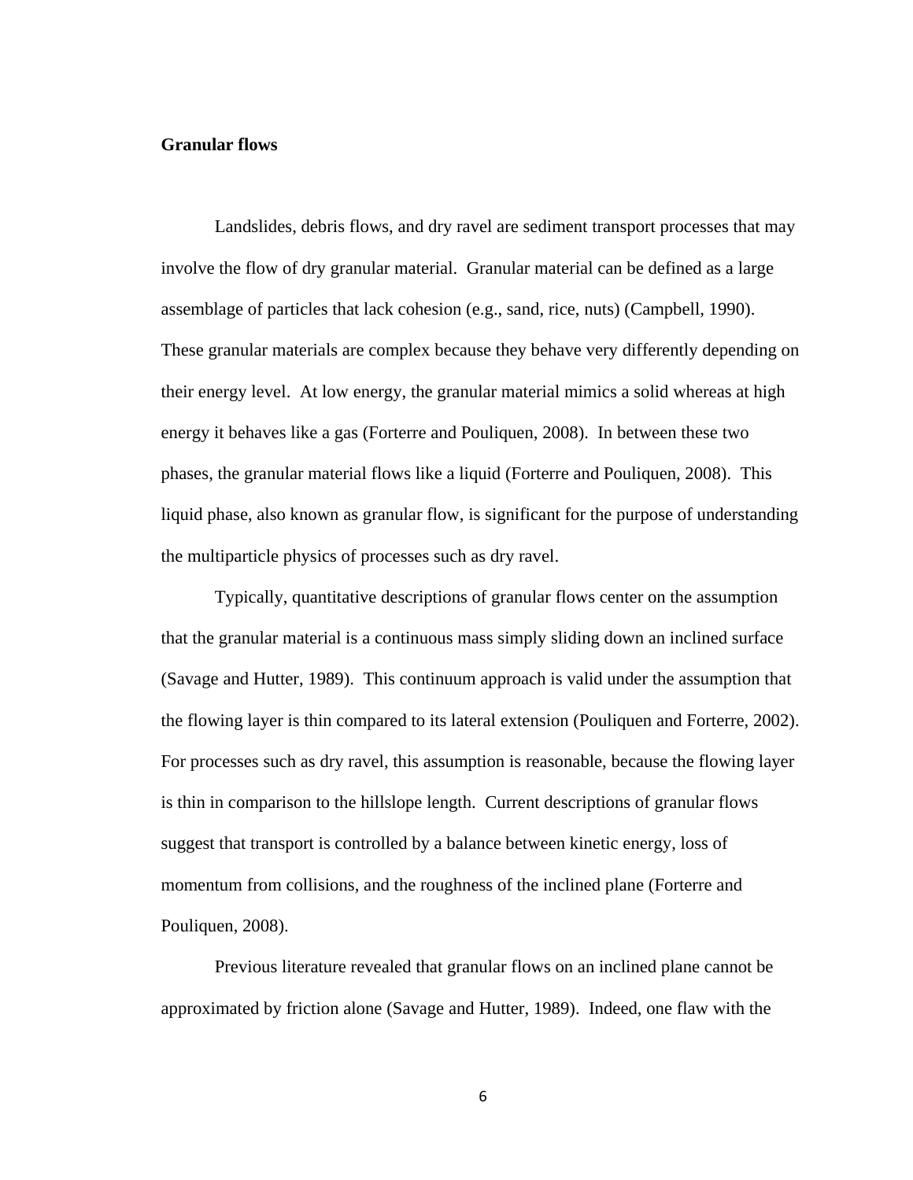**Granular flows**

Landslides, debris flows, and dry ravel are sediment transport processes that may involve the flow of dry granular material. Granular material can be defined as a large assemblage of particles that lack cohesion (e.g., sand, rice, nuts) (Campbell, 1990). These granular materials are complex because they behave very differently depending on their energy level. At low energy, the granular material mimics a solid whereas at high energy it behaves like a gas (Forterre and Pouliquen, 2008). In between these two phases, the granular material flows like a liquid (Forterre and Pouliquen, 2008). This liquid phase, also known as granular flow, is significant for the purpose of understanding the multiparticle physics of processes such as dry ravel.

Typically, quantitative descriptions of granular flows center on the assumption that the granular material is a continuous mass simply sliding down an inclined surface (Savage and Hutter, 1989). This continuum approach is valid under the assumption that the flowing layer is thin compared to its lateral extension (Pouliquen and Forterre, 2002). For processes such as dry ravel, this assumption is reasonable, because the flowing layer is thin in comparison to the hillslope length. Current descriptions of granular flows suggest that transport is controlled by a balance between kinetic energy, loss of momentum from collisions, and the roughness of the inclined plane (Forterre and Pouliquen, 2008).

Previous literature revealed that granular flows on an inclined plane cannot be approximated by friction alone (Savage and Hutter, 1989). Indeed, one flaw with the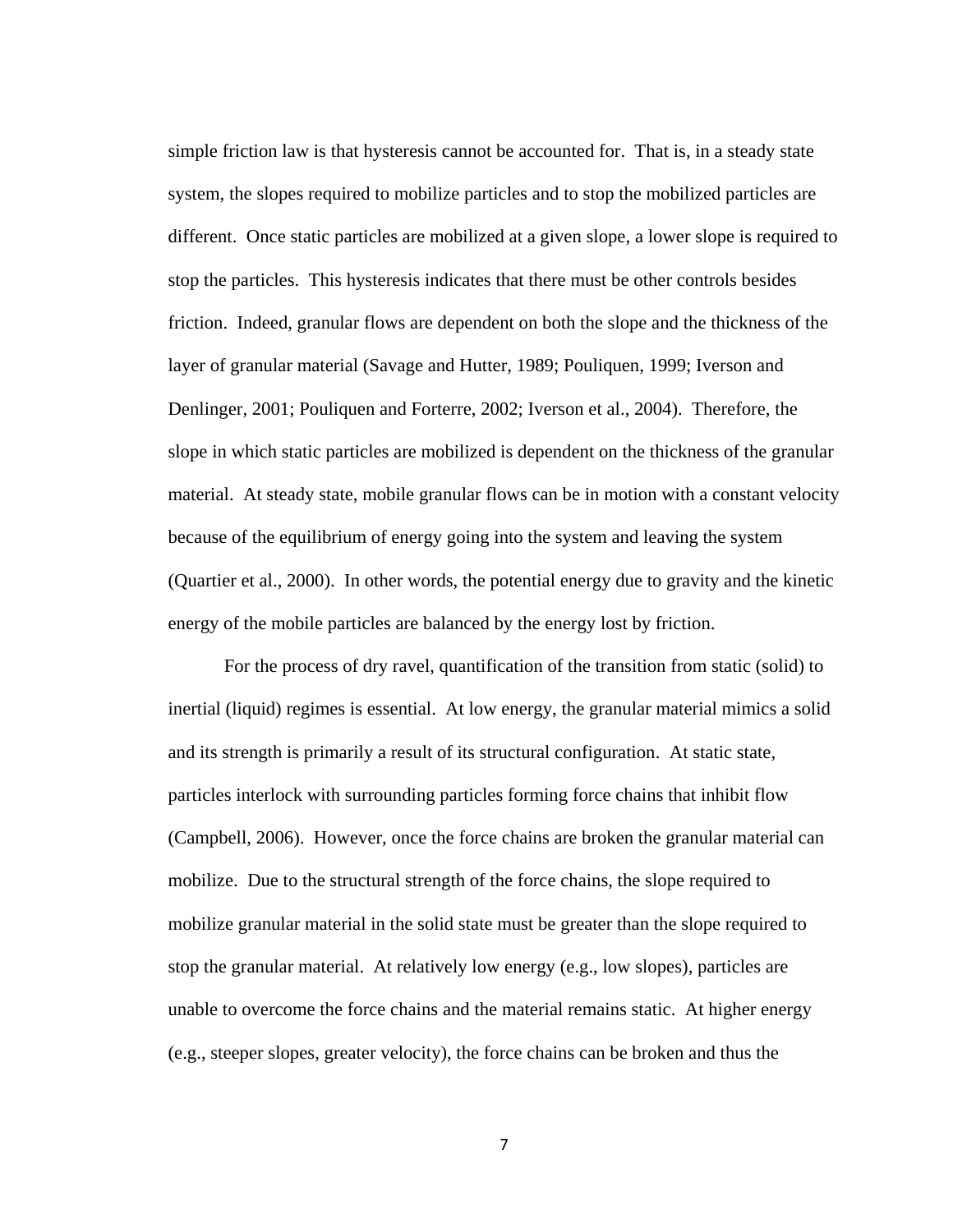simple friction law is that hysteresis cannot be accounted for. That is, in a steady state system, the slopes required to mobilize particles and to stop the mobilized particles are different. Once static particles are mobilized at a given slope, a lower slope is required to stop the particles. This hysteresis indicates that there must be other controls besides friction. Indeed, granular flows are dependent on both the slope and the thickness of the layer of granular material (Savage and Hutter, 1989; Pouliquen, 1999; Iverson and Denlinger, 2001; Pouliquen and Forterre, 2002; Iverson et al., 2004). Therefore, the slope in which static particles are mobilized is dependent on the thickness of the granular material. At steady state, mobile granular flows can be in motion with a constant velocity because of the equilibrium of energy going into the system and leaving the system (Quartier et al., 2000). In other words, the potential energy due to gravity and the kinetic energy of the mobile particles are balanced by the energy lost by friction.

For the process of dry ravel, quantification of the transition from static (solid) to inertial (liquid) regimes is essential. At low energy, the granular material mimics a solid and its strength is primarily a result of its structural configuration. At static state, particles interlock with surrounding particles forming force chains that inhibit flow (Campbell, 2006). However, once the force chains are broken the granular material can mobilize. Due to the structural strength of the force chains, the slope required to mobilize granular material in the solid state must be greater than the slope required to stop the granular material. At relatively low energy (e.g., low slopes), particles are unable to overcome the force chains and the material remains static. At higher energy (e.g., steeper slopes, greater velocity), the force chains can be broken and thus the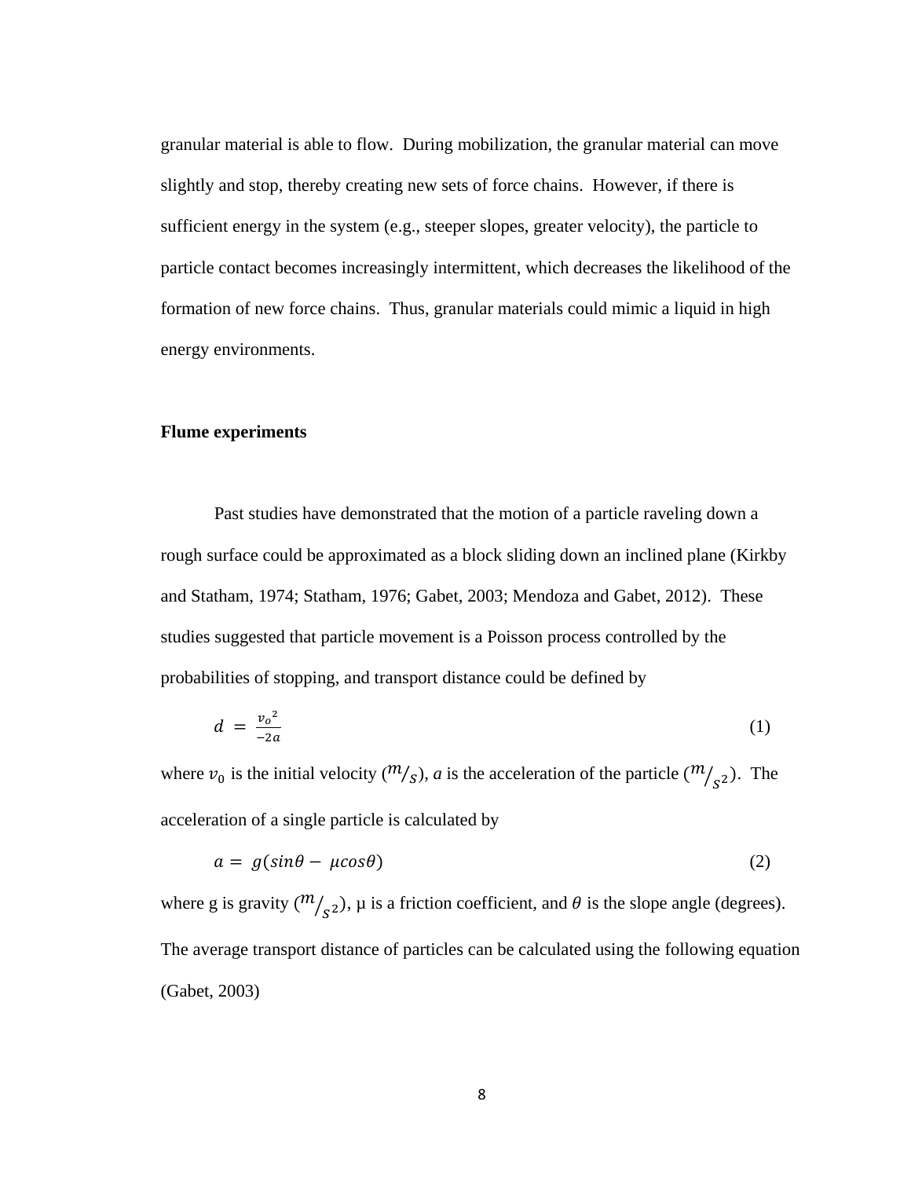granular material is able to flow. During mobilization, the granular material can move slightly and stop, thereby creating new sets of force chains. However, if there is sufficient energy in the system (e.g., steeper slopes, greater velocity), the particle to particle contact becomes increasingly intermittent, which decreases the likelihood of the formation of new force chains. Thus, granular materials could mimic a liquid in high energy environments.

**Flume experiments**

Past studies have demonstrated that the motion of a particle raveling down a rough surface could be approximated as a block sliding down an inclined plane (Kirkby and Statham, 1974; Statham, 1976; Gabet, 2003; Mendoza and Gabet, 2012). These studies suggested that particle movement is a Poisson process controlled by the probabilities of stopping, and transport distance could be defined by

$$d = \frac{{v_o}^2}{-2a} \tag{1}$$

where $v_0$ is the initial velocity ($m/_s$), *a* is the acceleration of the particle ($m/_{s^2}$). The acceleration of a single particle is calculated by

$$a = g(sin\theta - \mu cos\theta) \tag{2}$$

where g is gravity ($m/_{s^2}$), μ is a friction coefficient, and $\theta$ is the slope angle (degrees). The average transport distance of particles can be calculated using the following equation (Gabet, 2003)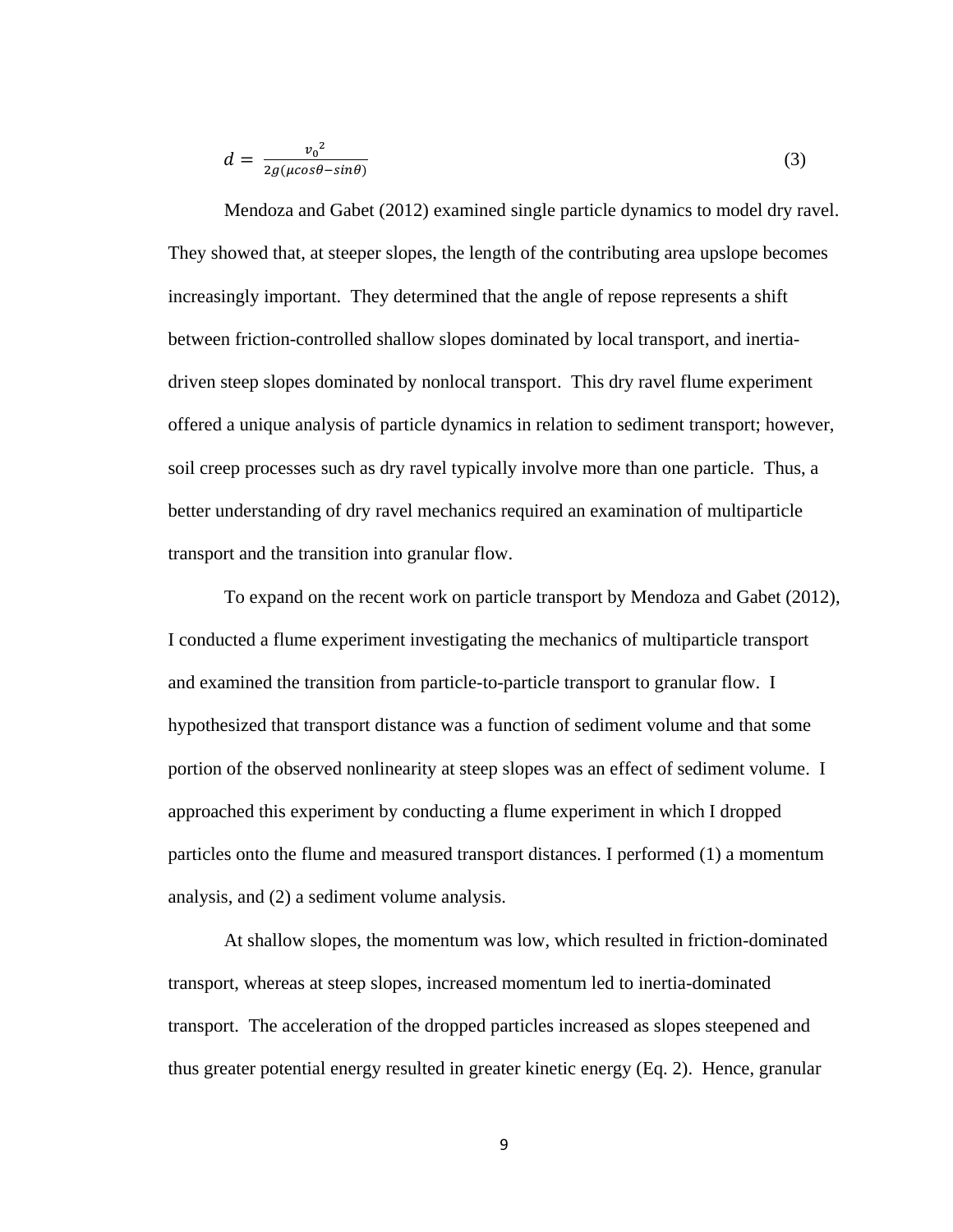$$d = \frac{{v_0}^2}{2g(\mu cos\theta - sin\theta)} \tag{3}$$

Mendoza and Gabet (2012) examined single particle dynamics to model dry ravel. They showed that, at steeper slopes, the length of the contributing area upslope becomes increasingly important. They determined that the angle of repose represents a shift between friction-controlled shallow slopes dominated by local transport, and inertia-driven steep slopes dominated by nonlocal transport. This dry ravel flume experiment offered a unique analysis of particle dynamics in relation to sediment transport; however, soil creep processes such as dry ravel typically involve more than one particle. Thus, a better understanding of dry ravel mechanics required an examination of multiparticle transport and the transition into granular flow.

To expand on the recent work on particle transport by Mendoza and Gabet (2012), I conducted a flume experiment investigating the mechanics of multiparticle transport and examined the transition from particle-to-particle transport to granular flow. I hypothesized that transport distance was a function of sediment volume and that some portion of the observed nonlinearity at steep slopes was an effect of sediment volume. I approached this experiment by conducting a flume experiment in which I dropped particles onto the flume and measured transport distances. I performed (1) a momentum analysis, and (2) a sediment volume analysis.

At shallow slopes, the momentum was low, which resulted in friction-dominated transport, whereas at steep slopes, increased momentum led to inertia-dominated transport. The acceleration of the dropped particles increased as slopes steepened and thus greater potential energy resulted in greater kinetic energy (Eq. 2). Hence, granular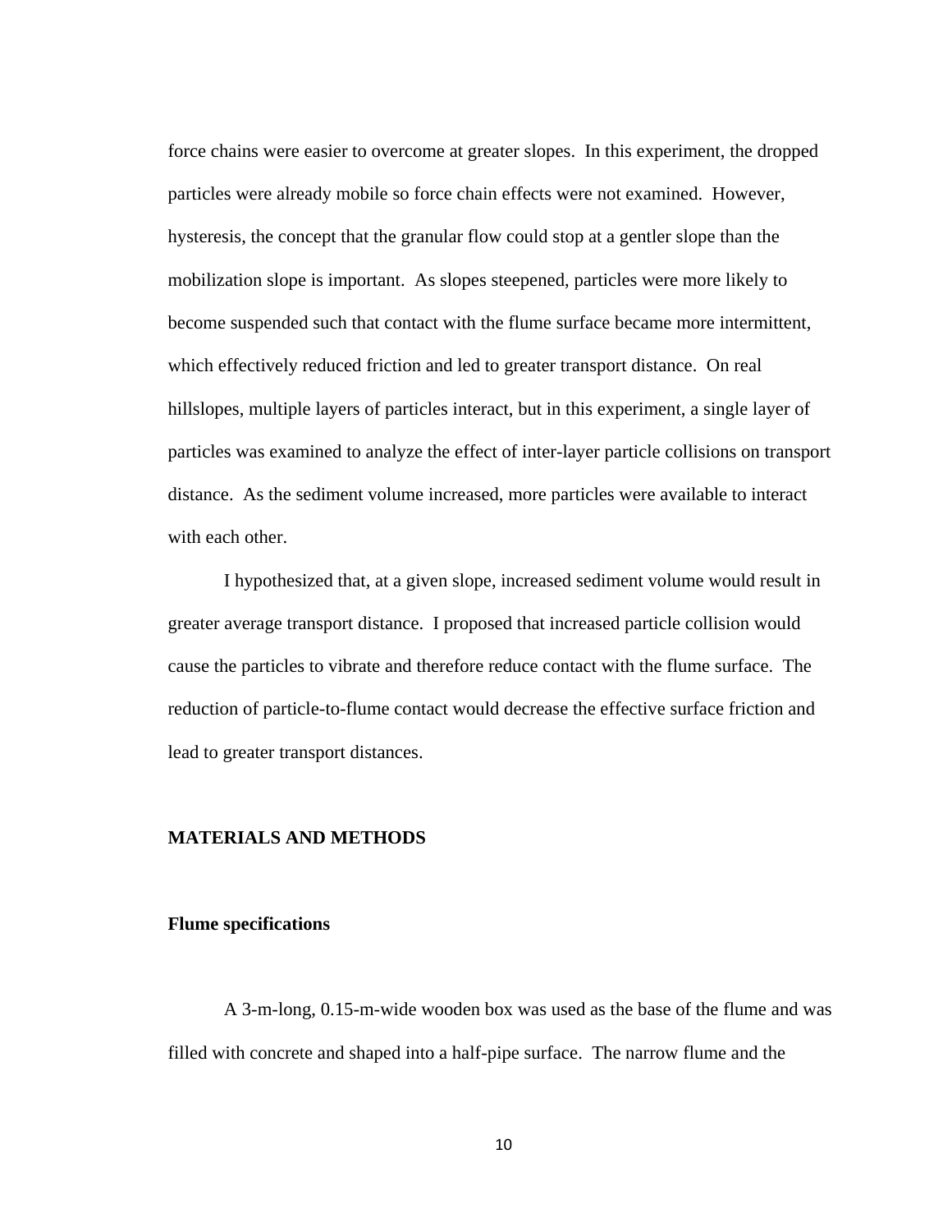force chains were easier to overcome at greater slopes. In this experiment, the dropped particles were already mobile so force chain effects were not examined. However, hysteresis, the concept that the granular flow could stop at a gentler slope than the mobilization slope is important. As slopes steepened, particles were more likely to become suspended such that contact with the flume surface became more intermittent, which effectively reduced friction and led to greater transport distance. On real hillslopes, multiple layers of particles interact, but in this experiment, a single layer of particles was examined to analyze the effect of inter-layer particle collisions on transport distance. As the sediment volume increased, more particles were available to interact with each other.

I hypothesized that, at a given slope, increased sediment volume would result in greater average transport distance. I proposed that increased particle collision would cause the particles to vibrate and therefore reduce contact with the flume surface. The reduction of particle-to-flume contact would decrease the effective surface friction and lead to greater transport distances.

## MATERIALS AND METHODS

### Flume specifications

A 3-m-long, 0.15-m-wide wooden box was used as the base of the flume and was filled with concrete and shaped into a half-pipe surface. The narrow flume and the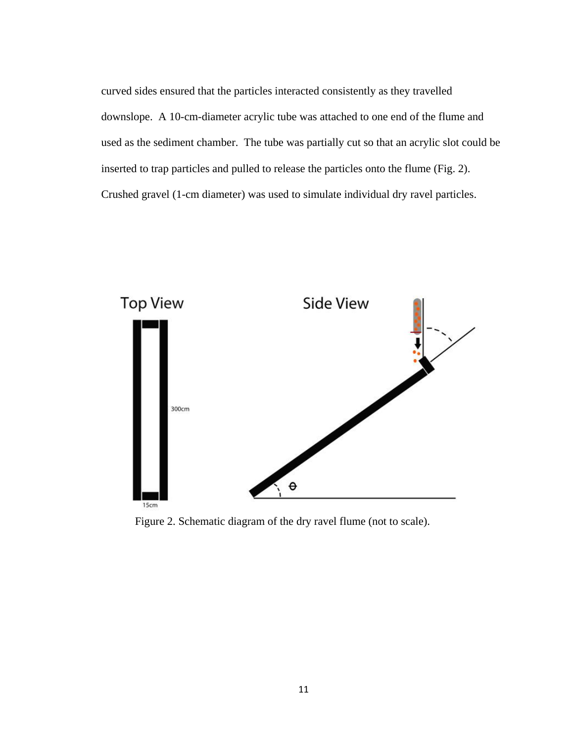curved sides ensured that the particles interacted consistently as they travelled downslope. A 10-cm-diameter acrylic tube was attached to one end of the flume and used as the sediment chamber. The tube was partially cut so that an acrylic slot could be inserted to trap particles and pulled to release the particles onto the flume (Fig. 2). Crushed gravel (1-cm diameter) was used to simulate individual dry ravel particles.

Figure 2. Schematic diagram of the dry ravel flume (not to scale).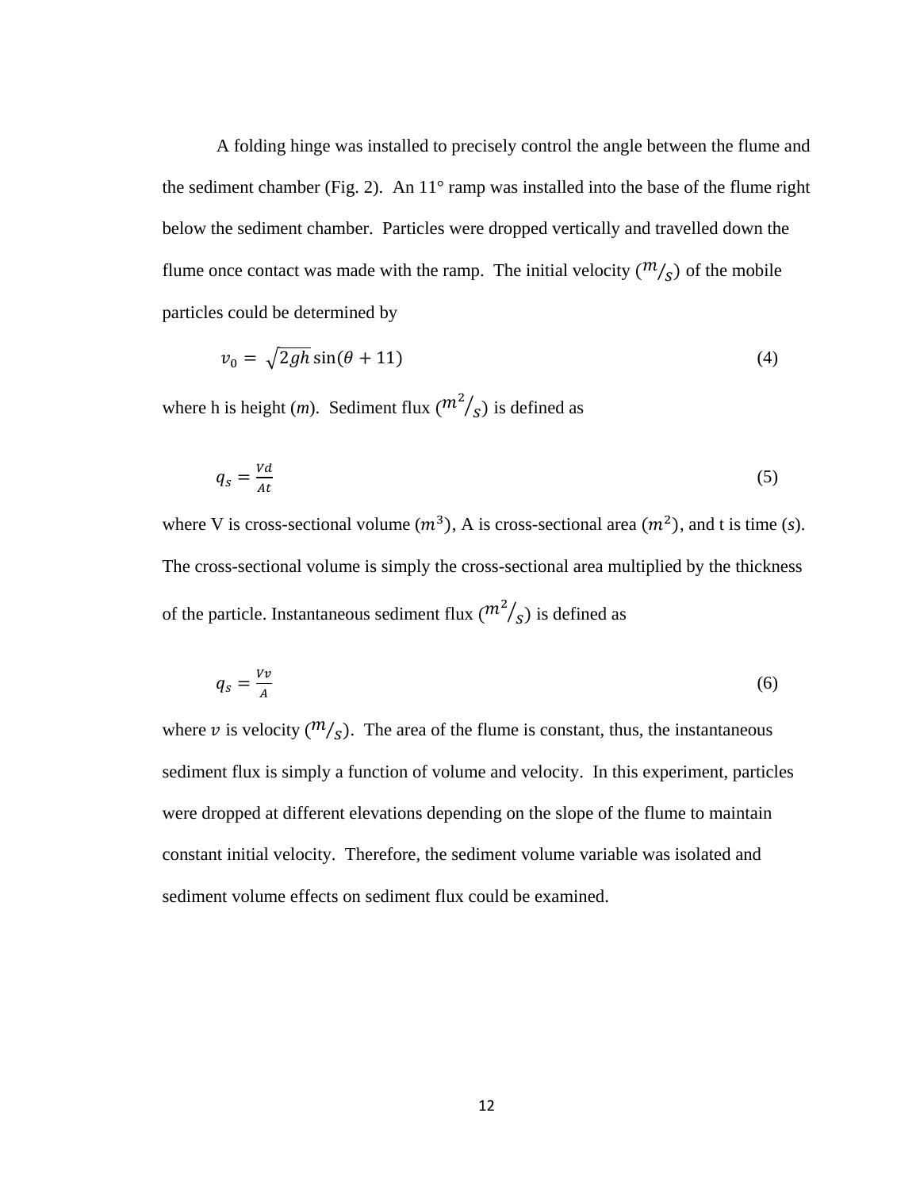A folding hinge was installed to precisely control the angle between the flume and the sediment chamber (Fig. 2). An 11° ramp was installed into the base of the flume right below the sediment chamber. Particles were dropped vertically and travelled down the flume once contact was made with the ramp. The initial velocity ($m/_{s}$) of the mobile particles could be determined by

$$v_0 = \sqrt{2gh}\sin(\theta + 11) \tag{4}$$

where h is height (*m*). Sediment flux ($m^2/_{s}$) is defined as

$$q_s = \frac{Vd}{At} \tag{5}$$

where V is cross-sectional volume ($m^3$), A is cross-sectional area ($m^2$), and t is time (*s*). The cross-sectional volume is simply the cross-sectional area multiplied by the thickness of the particle. Instantaneous sediment flux ($m^2/_{s}$) is defined as

$$q_s = \frac{Vv}{A} \tag{6}$$

where $v$ is velocity ($m/_{s}$). The area of the flume is constant, thus, the instantaneous sediment flux is simply a function of volume and velocity. In this experiment, particles were dropped at different elevations depending on the slope of the flume to maintain constant initial velocity. Therefore, the sediment volume variable was isolated and sediment volume effects on sediment flux could be examined.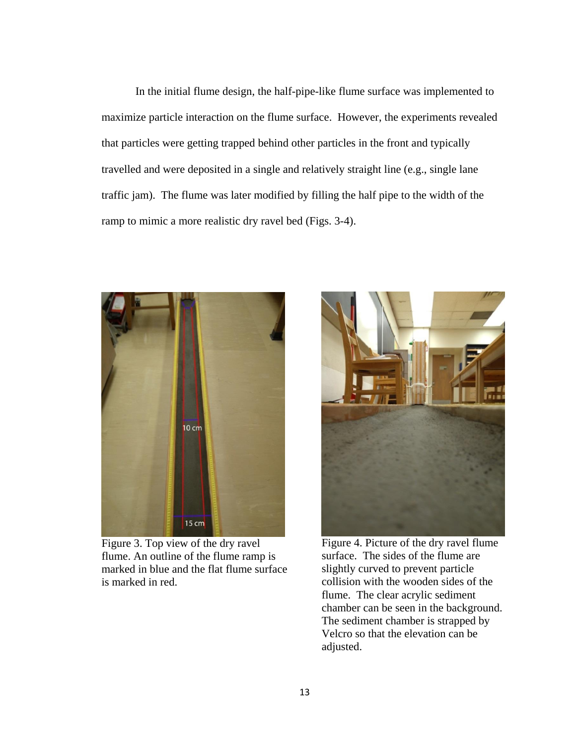In the initial flume design, the half-pipe-like flume surface was implemented to maximize particle interaction on the flume surface. However, the experiments revealed that particles were getting trapped behind other particles in the front and typically travelled and were deposited in a single and relatively straight line (e.g., single lane traffic jam). The flume was later modified by filling the half pipe to the width of the ramp to mimic a more realistic dry ravel bed (Figs. 3-4).

Figure 3. Top view of the dry ravel flume. An outline of the flume ramp is marked in blue and the flat flume surface is marked in red.

Figure 4. Picture of the dry ravel flume surface. The sides of the flume are slightly curved to prevent particle collision with the wooden sides of the flume. The clear acrylic sediment chamber can be seen in the background. The sediment chamber is strapped by Velcro so that the elevation can be adjusted.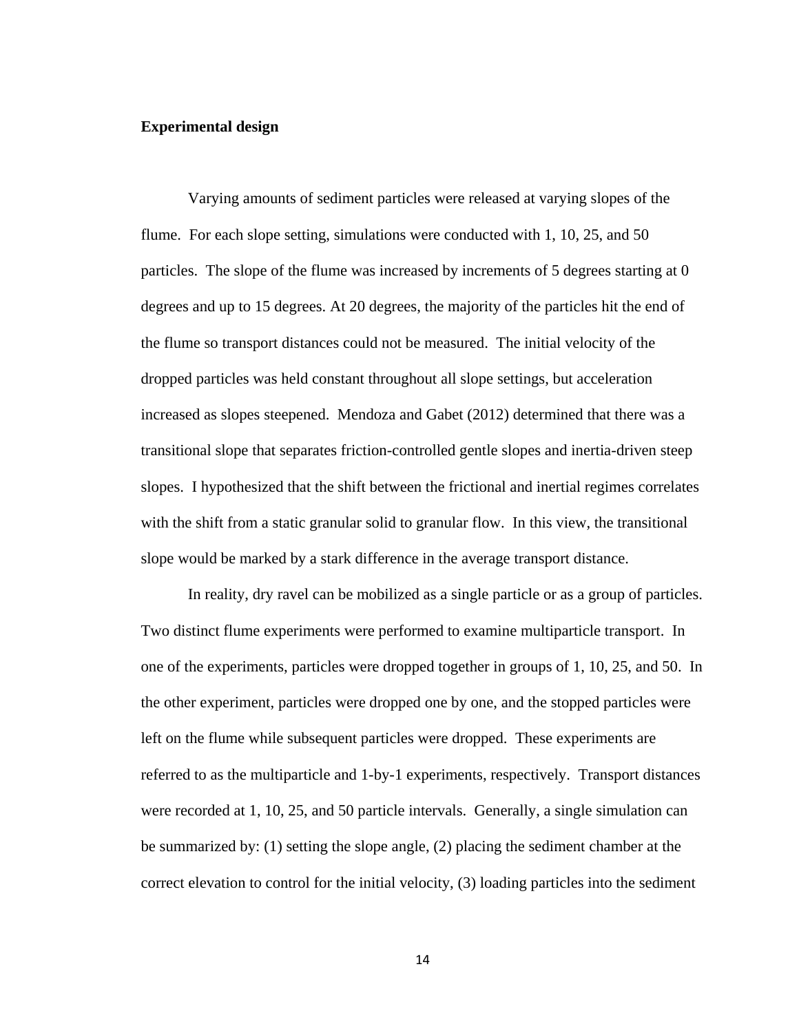**Experimental design**

Varying amounts of sediment particles were released at varying slopes of the flume. For each slope setting, simulations were conducted with 1, 10, 25, and 50 particles. The slope of the flume was increased by increments of 5 degrees starting at 0 degrees and up to 15 degrees. At 20 degrees, the majority of the particles hit the end of the flume so transport distances could not be measured. The initial velocity of the dropped particles was held constant throughout all slope settings, but acceleration increased as slopes steepened. Mendoza and Gabet (2012) determined that there was a transitional slope that separates friction-controlled gentle slopes and inertia-driven steep slopes. I hypothesized that the shift between the frictional and inertial regimes correlates with the shift from a static granular solid to granular flow. In this view, the transitional slope would be marked by a stark difference in the average transport distance.

In reality, dry ravel can be mobilized as a single particle or as a group of particles. Two distinct flume experiments were performed to examine multiparticle transport. In one of the experiments, particles were dropped together in groups of 1, 10, 25, and 50. In the other experiment, particles were dropped one by one, and the stopped particles were left on the flume while subsequent particles were dropped. These experiments are referred to as the multiparticle and 1-by-1 experiments, respectively. Transport distances were recorded at 1, 10, 25, and 50 particle intervals. Generally, a single simulation can be summarized by: (1) setting the slope angle, (2) placing the sediment chamber at the correct elevation to control for the initial velocity, (3) loading particles into the sediment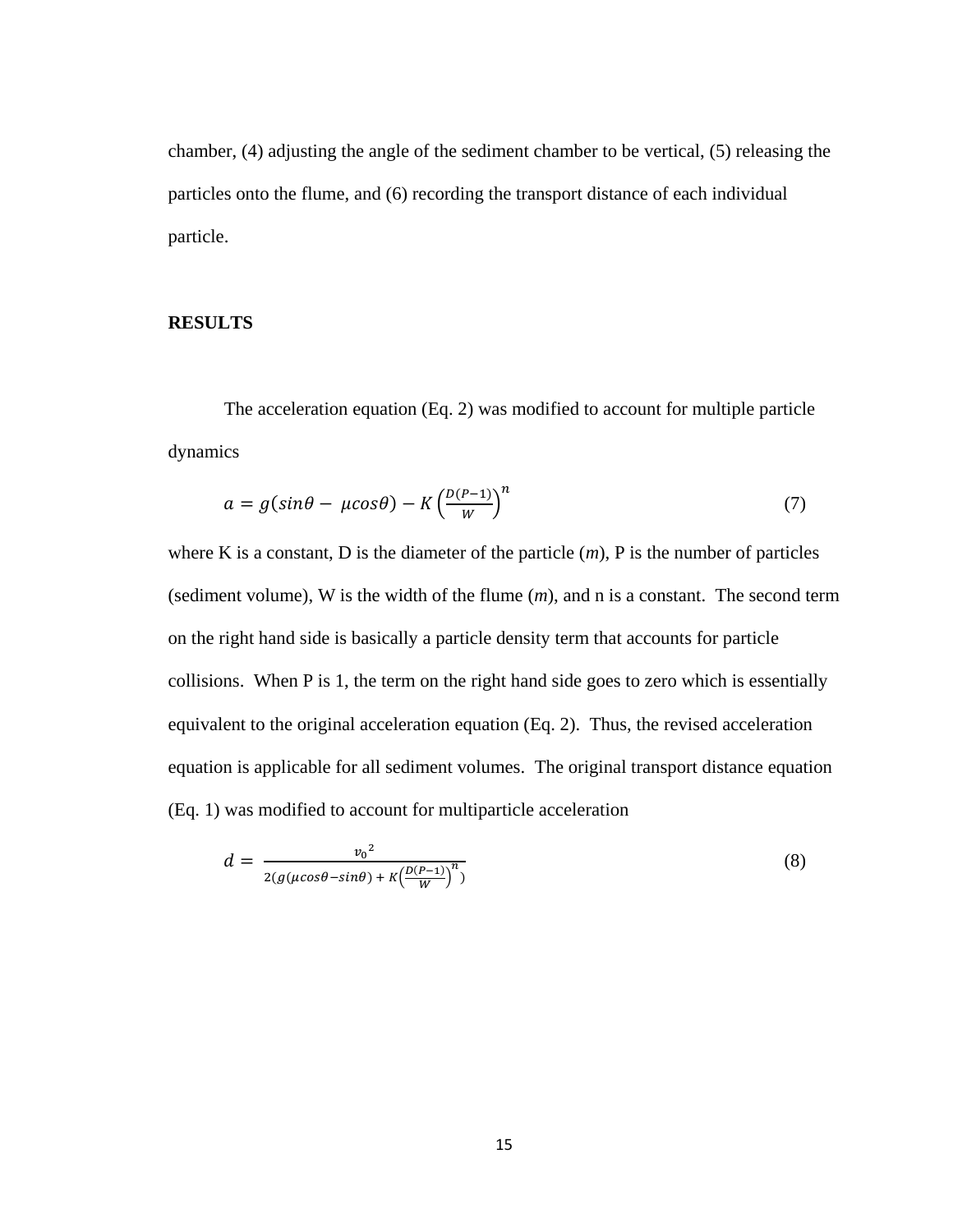chamber, (4) adjusting the angle of the sediment chamber to be vertical, (5) releasing the particles onto the flume, and (6) recording the transport distance of each individual particle.

**RESULTS**

The acceleration equation (Eq. 2) was modified to account for multiple particle dynamics

$$a = g(sin\theta - \mu cos\theta) - K\left(\frac{D(P-1)}{W}\right)^{n} \quad (7)$$

where K is a constant, D is the diameter of the particle (*m*), P is the number of particles (sediment volume), W is the width of the flume (*m*), and n is a constant. The second term on the right hand side is basically a particle density term that accounts for particle collisions. When P is 1, the term on the right hand side goes to zero which is essentially equivalent to the original acceleration equation (Eq. 2). Thus, the revised acceleration equation is applicable for all sediment volumes. The original transport distance equation (Eq. 1) was modified to account for multiparticle acceleration

$$d = \frac{{v_0}^2}{2(g(\mu cos\theta - sin\theta) + K\left(\frac{D(P-1)}{W}\right)^{n})} \quad (8)$$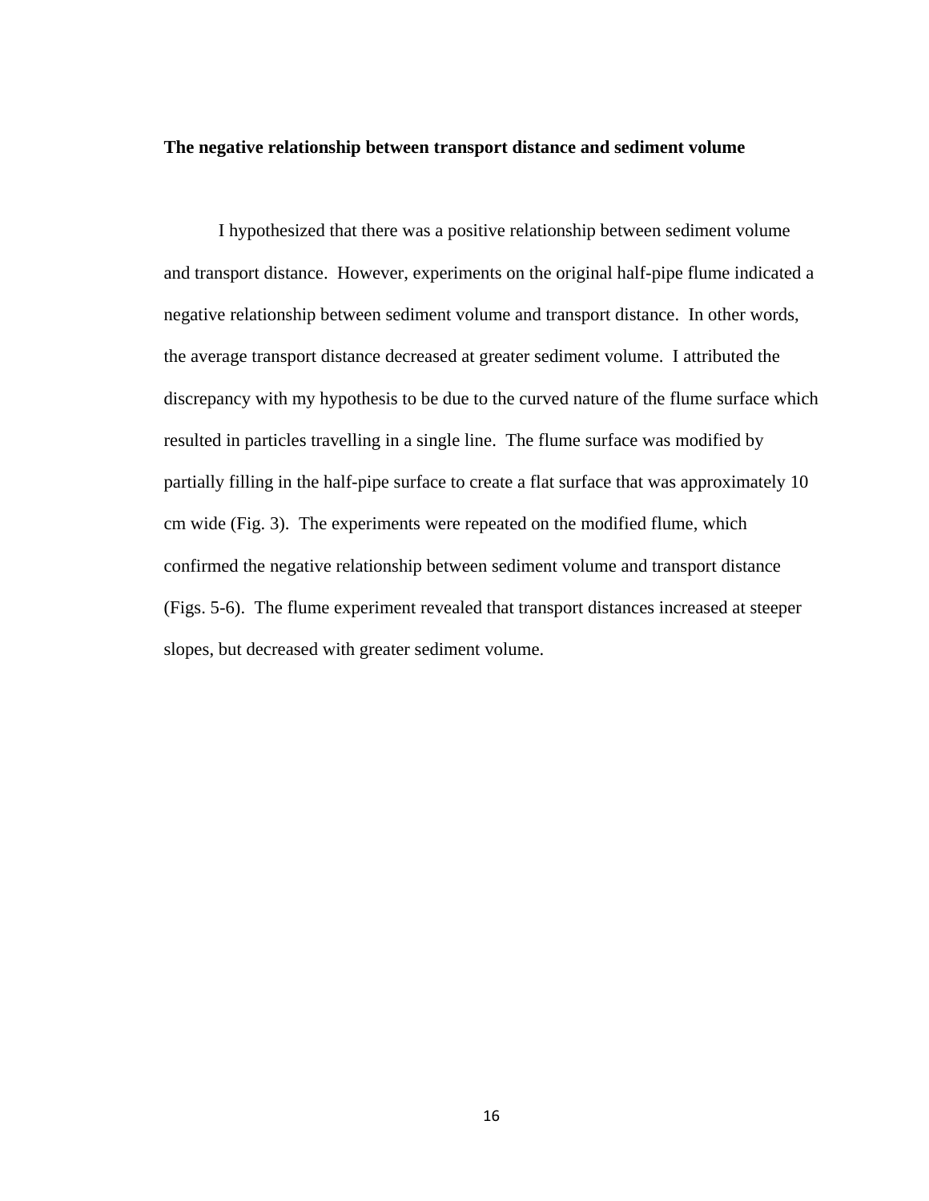### The negative relationship between transport distance and sediment volume

I hypothesized that there was a positive relationship between sediment volume and transport distance. However, experiments on the original half-pipe flume indicated a negative relationship between sediment volume and transport distance. In other words, the average transport distance decreased at greater sediment volume. I attributed the discrepancy with my hypothesis to be due to the curved nature of the flume surface which resulted in particles travelling in a single line. The flume surface was modified by partially filling in the half-pipe surface to create a flat surface that was approximately 10 cm wide (Fig. 3). The experiments were repeated on the modified flume, which confirmed the negative relationship between sediment volume and transport distance (Figs. 5-6). The flume experiment revealed that transport distances increased at steeper slopes, but decreased with greater sediment volume.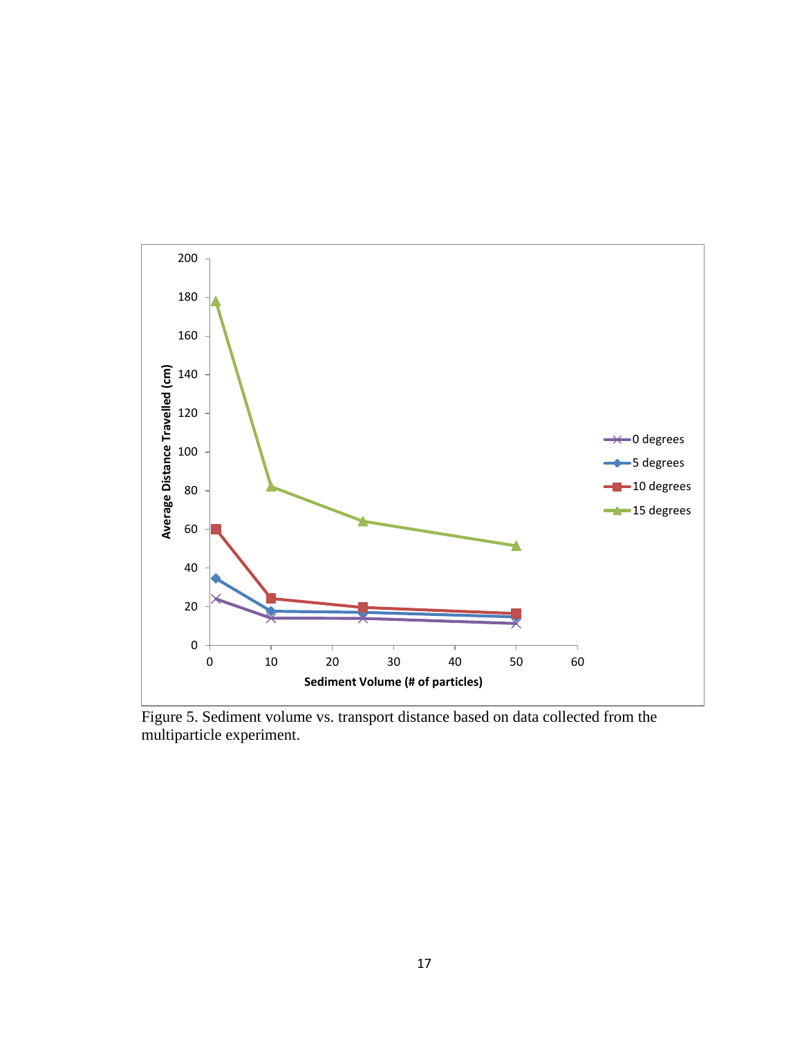Figure 5. Sediment volume vs. transport distance based on data collected from the multiparticle experiment.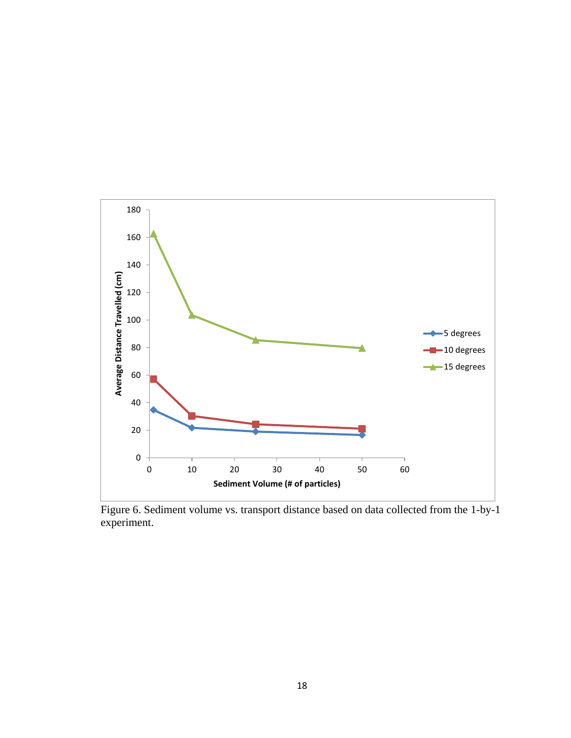Figure 6. Sediment volume vs. transport distance based on data collected from the 1-by-1 experiment.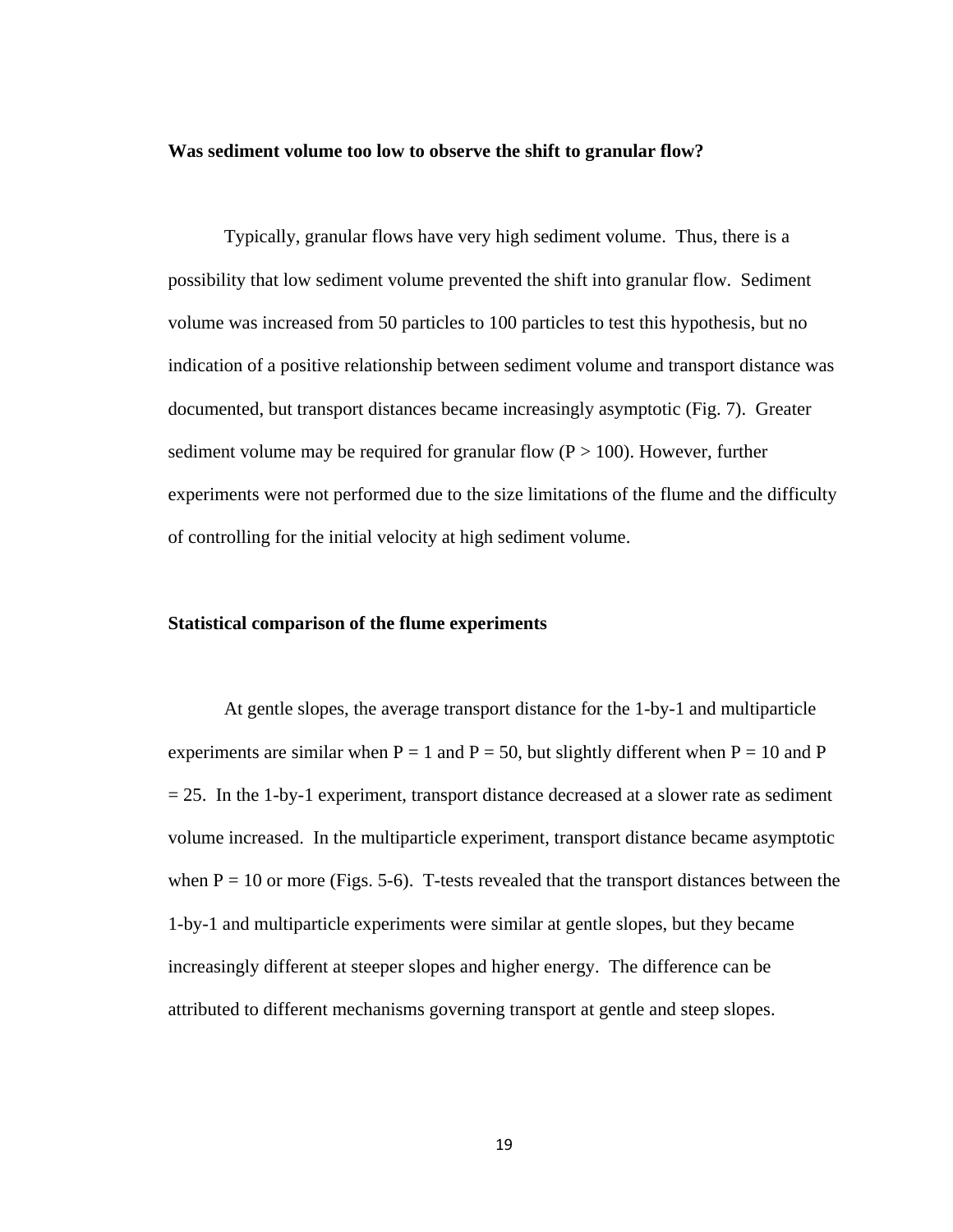### Was sediment volume too low to observe the shift to granular flow?

Typically, granular flows have very high sediment volume. Thus, there is a possibility that low sediment volume prevented the shift into granular flow. Sediment volume was increased from 50 particles to 100 particles to test this hypothesis, but no indication of a positive relationship between sediment volume and transport distance was documented, but transport distances became increasingly asymptotic (Fig. 7). Greater sediment volume may be required for granular flow ($P > 100$). However, further experiments were not performed due to the size limitations of the flume and the difficulty of controlling for the initial velocity at high sediment volume.

### Statistical comparison of the flume experiments

At gentle slopes, the average transport distance for the 1-by-1 and multiparticle experiments are similar when $P = 1$ and $P = 50$, but slightly different when $P = 10$ and $P = 25$. In the 1-by-1 experiment, transport distance decreased at a slower rate as sediment volume increased. In the multiparticle experiment, transport distance became asymptotic when $P = 10$ or more (Figs. 5-6). T-tests revealed that the transport distances between the 1-by-1 and multiparticle experiments were similar at gentle slopes, but they became increasingly different at steeper slopes and higher energy. The difference can be attributed to different mechanisms governing transport at gentle and steep slopes.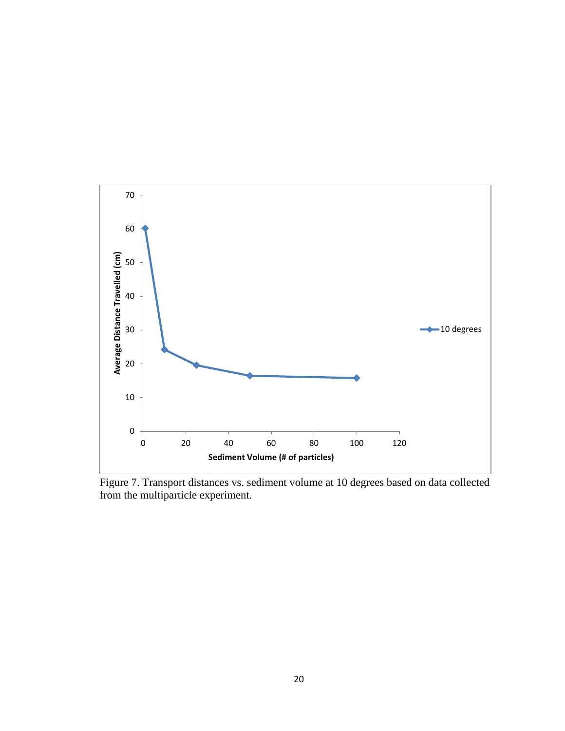Figure 7. Transport distances vs. sediment volume at 10 degrees based on data collected from the multiparticle experiment.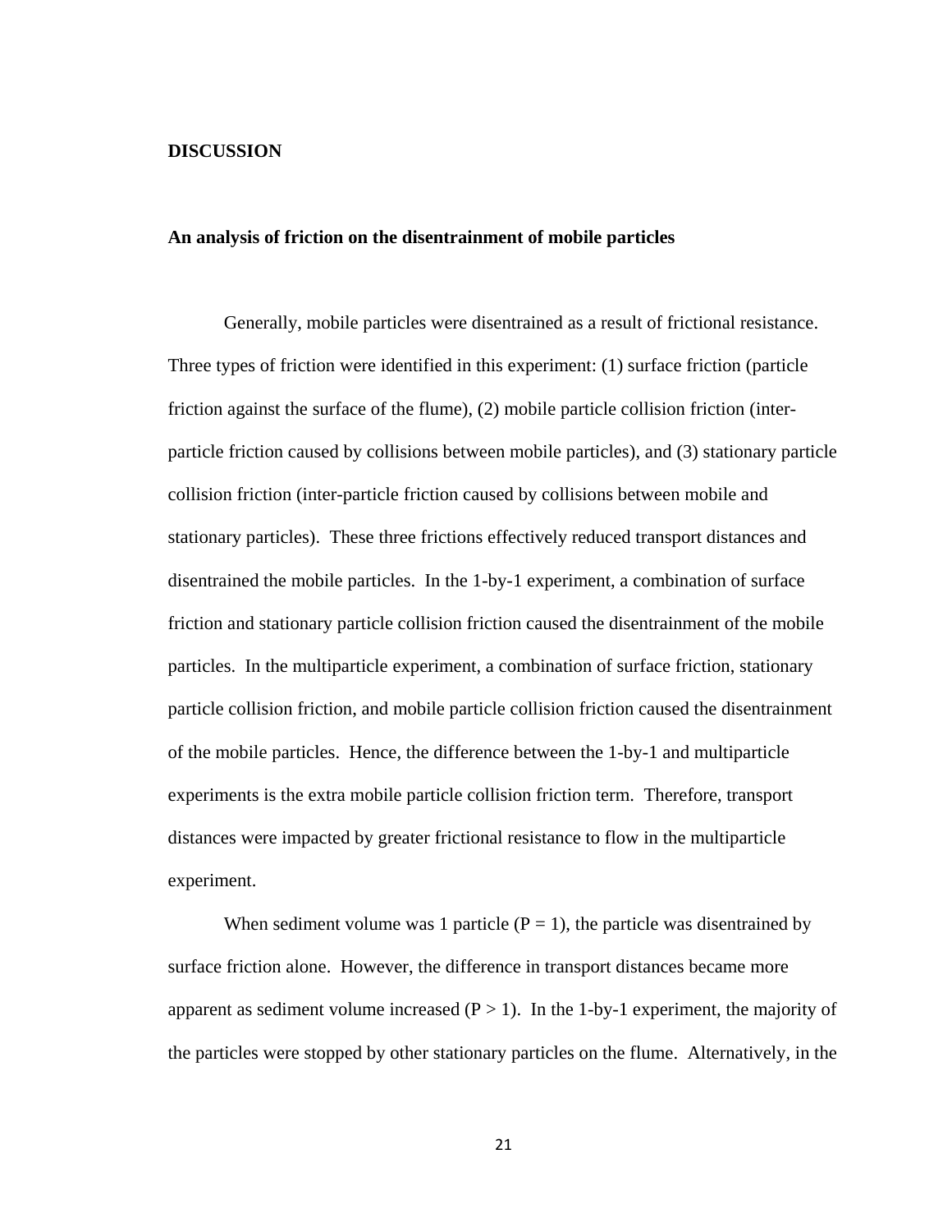## DISCUSSION

### An analysis of friction on the disentrainment of mobile particles

Generally, mobile particles were disentrained as a result of frictional resistance. Three types of friction were identified in this experiment: (1) surface friction (particle friction against the surface of the flume), (2) mobile particle collision friction (inter-particle friction caused by collisions between mobile particles), and (3) stationary particle collision friction (inter-particle friction caused by collisions between mobile and stationary particles). These three frictions effectively reduced transport distances and disentrained the mobile particles. In the 1-by-1 experiment, a combination of surface friction and stationary particle collision friction caused the disentrainment of the mobile particles. In the multiparticle experiment, a combination of surface friction, stationary particle collision friction, and mobile particle collision friction caused the disentrainment of the mobile particles. Hence, the difference between the 1-by-1 and multiparticle experiments is the extra mobile particle collision friction term. Therefore, transport distances were impacted by greater frictional resistance to flow in the multiparticle experiment.

When sediment volume was 1 particle ($P = 1$), the particle was disentrained by surface friction alone. However, the difference in transport distances became more apparent as sediment volume increased ($P > 1$). In the 1-by-1 experiment, the majority of the particles were stopped by other stationary particles on the flume. Alternatively, in the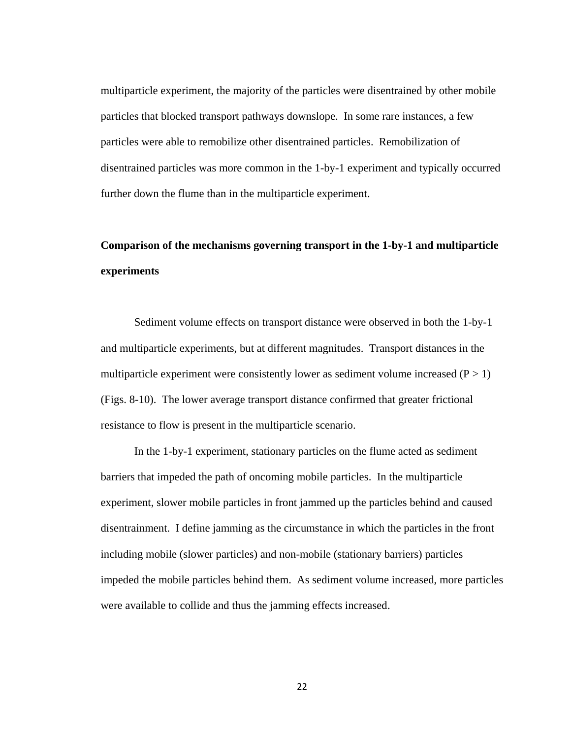multiparticle experiment, the majority of the particles were disentrained by other mobile particles that blocked transport pathways downslope. In some rare instances, a few particles were able to remobilize other disentrained particles. Remobilization of disentrained particles was more common in the 1-by-1 experiment and typically occurred further down the flume than in the multiparticle experiment.

**Comparison of the mechanisms governing transport in the 1-by-1 and multiparticle experiments**

Sediment volume effects on transport distance were observed in both the 1-by-1 and multiparticle experiments, but at different magnitudes. Transport distances in the multiparticle experiment were consistently lower as sediment volume increased ($P > 1$) (Figs. 8-10). The lower average transport distance confirmed that greater frictional resistance to flow is present in the multiparticle scenario.

In the 1-by-1 experiment, stationary particles on the flume acted as sediment barriers that impeded the path of oncoming mobile particles. In the multiparticle experiment, slower mobile particles in front jammed up the particles behind and caused disentrainment. I define jamming as the circumstance in which the particles in the front including mobile (slower particles) and non-mobile (stationary barriers) particles impeded the mobile particles behind them. As sediment volume increased, more particles were available to collide and thus the jamming effects increased.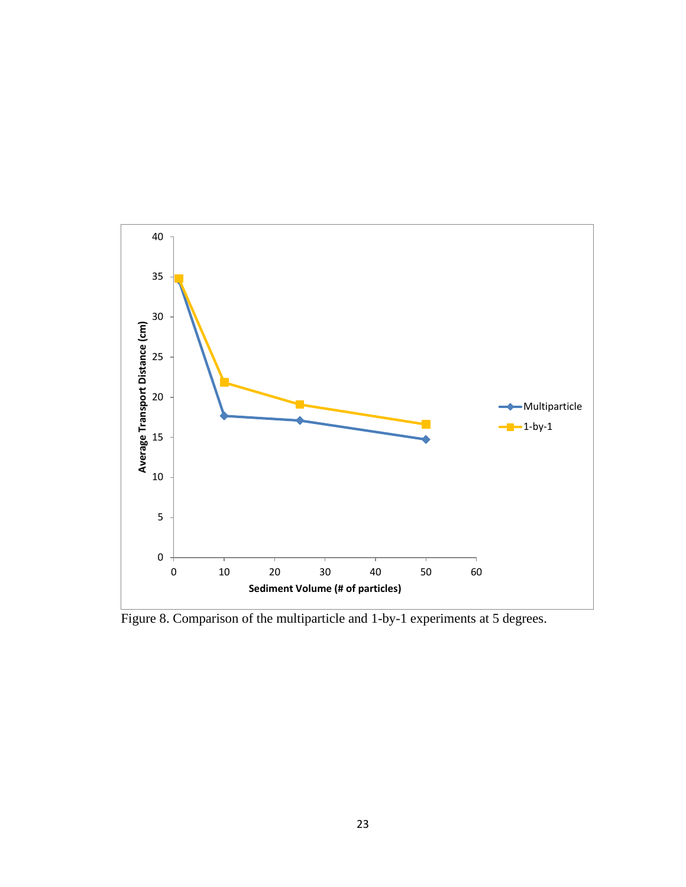Figure 8. Comparison of the multiparticle and 1-by-1 experiments at 5 degrees.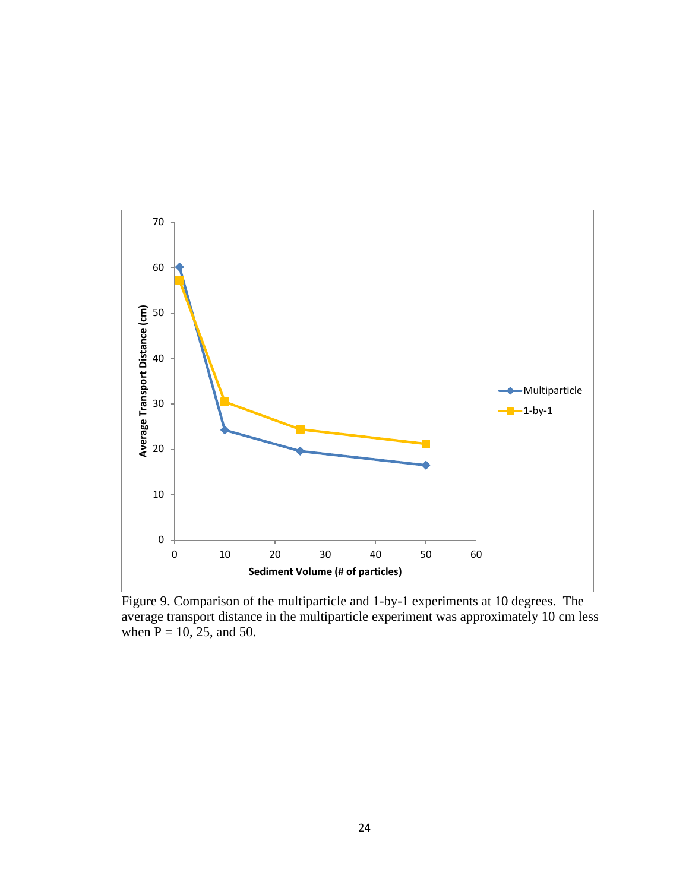Figure 9. Comparison of the multiparticle and 1-by-1 experiments at 10 degrees. The average transport distance in the multiparticle experiment was approximately 10 cm less when P = 10, 25, and 50.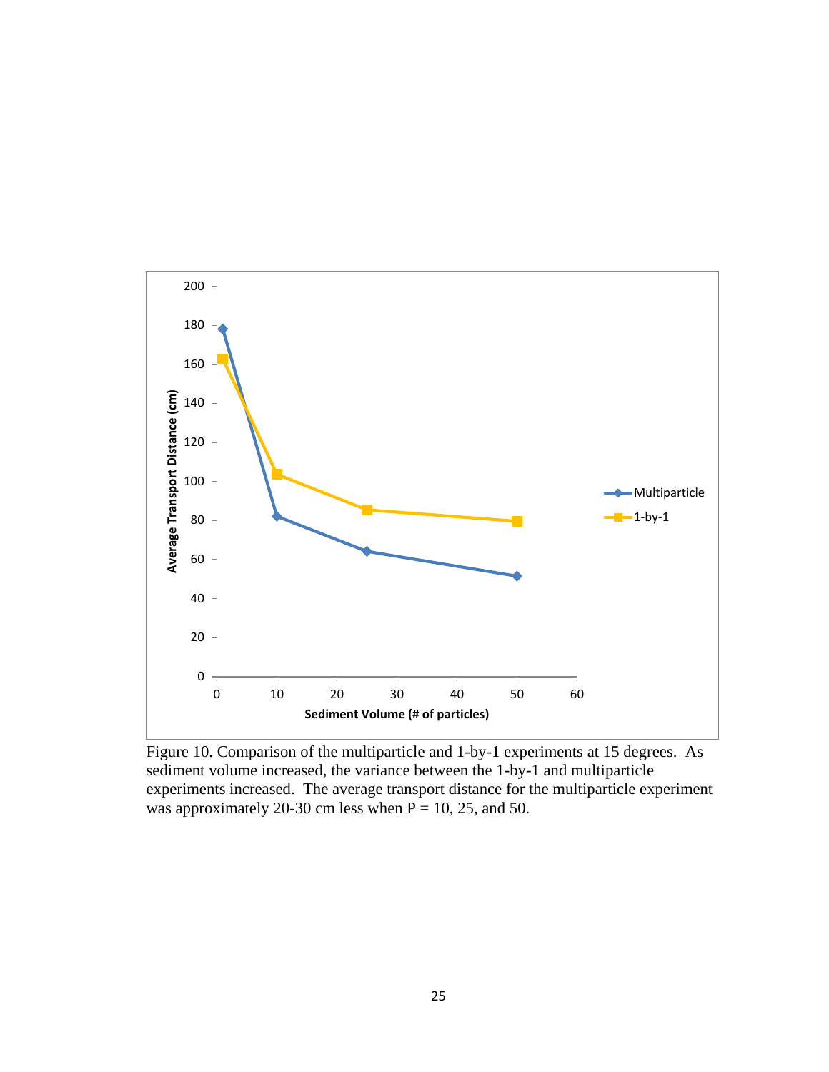Figure 10. Comparison of the multiparticle and 1-by-1 experiments at 15 degrees. As sediment volume increased, the variance between the 1-by-1 and multiparticle experiments increased. The average transport distance for the multiparticle experiment was approximately 20-30 cm less when P = 10, 25, and 50.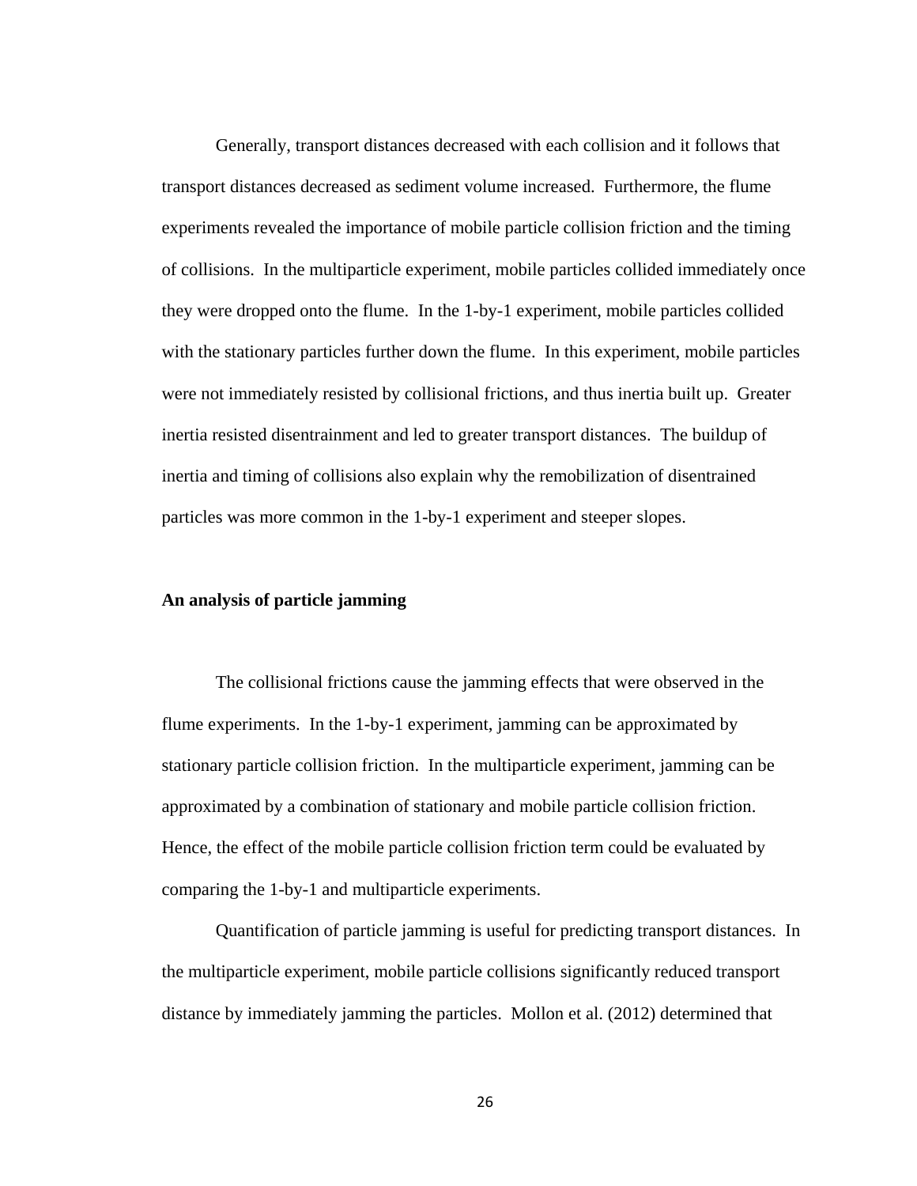Generally, transport distances decreased with each collision and it follows that transport distances decreased as sediment volume increased. Furthermore, the flume experiments revealed the importance of mobile particle collision friction and the timing of collisions. In the multiparticle experiment, mobile particles collided immediately once they were dropped onto the flume. In the 1-by-1 experiment, mobile particles collided with the stationary particles further down the flume. In this experiment, mobile particles were not immediately resisted by collisional frictions, and thus inertia built up. Greater inertia resisted disentrainment and led to greater transport distances. The buildup of inertia and timing of collisions also explain why the remobilization of disentrained particles was more common in the 1-by-1 experiment and steeper slopes.

**An analysis of particle jamming**

The collisional frictions cause the jamming effects that were observed in the flume experiments. In the 1-by-1 experiment, jamming can be approximated by stationary particle collision friction. In the multiparticle experiment, jamming can be approximated by a combination of stationary and mobile particle collision friction. Hence, the effect of the mobile particle collision friction term could be evaluated by comparing the 1-by-1 and multiparticle experiments.

Quantification of particle jamming is useful for predicting transport distances. In the multiparticle experiment, mobile particle collisions significantly reduced transport distance by immediately jamming the particles. Mollon et al. (2012) determined that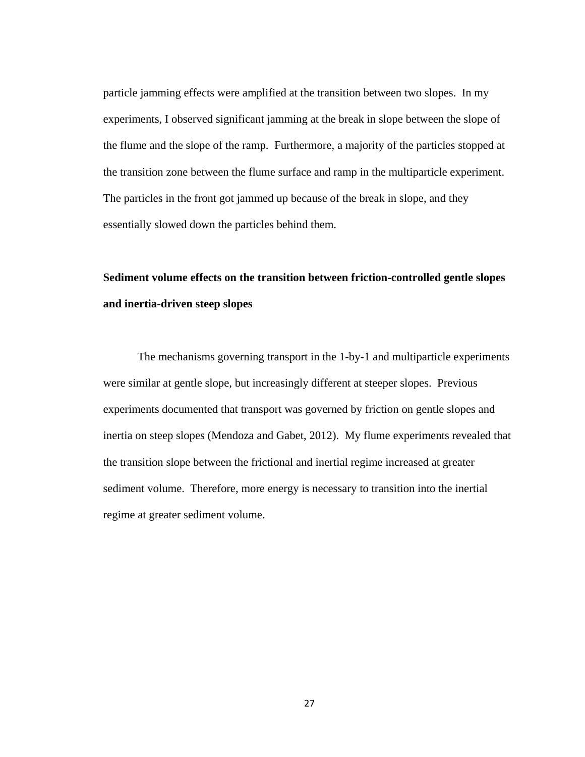particle jamming effects were amplified at the transition between two slopes. In my experiments, I observed significant jamming at the break in slope between the slope of the flume and the slope of the ramp. Furthermore, a majority of the particles stopped at the transition zone between the flume surface and ramp in the multiparticle experiment. The particles in the front got jammed up because of the break in slope, and they essentially slowed down the particles behind them.

## Sediment volume effects on the transition between friction-controlled gentle slopes and inertia-driven steep slopes

The mechanisms governing transport in the 1-by-1 and multiparticle experiments were similar at gentle slope, but increasingly different at steeper slopes. Previous experiments documented that transport was governed by friction on gentle slopes and inertia on steep slopes (Mendoza and Gabet, 2012). My flume experiments revealed that the transition slope between the frictional and inertial regime increased at greater sediment volume. Therefore, more energy is necessary to transition into the inertial regime at greater sediment volume.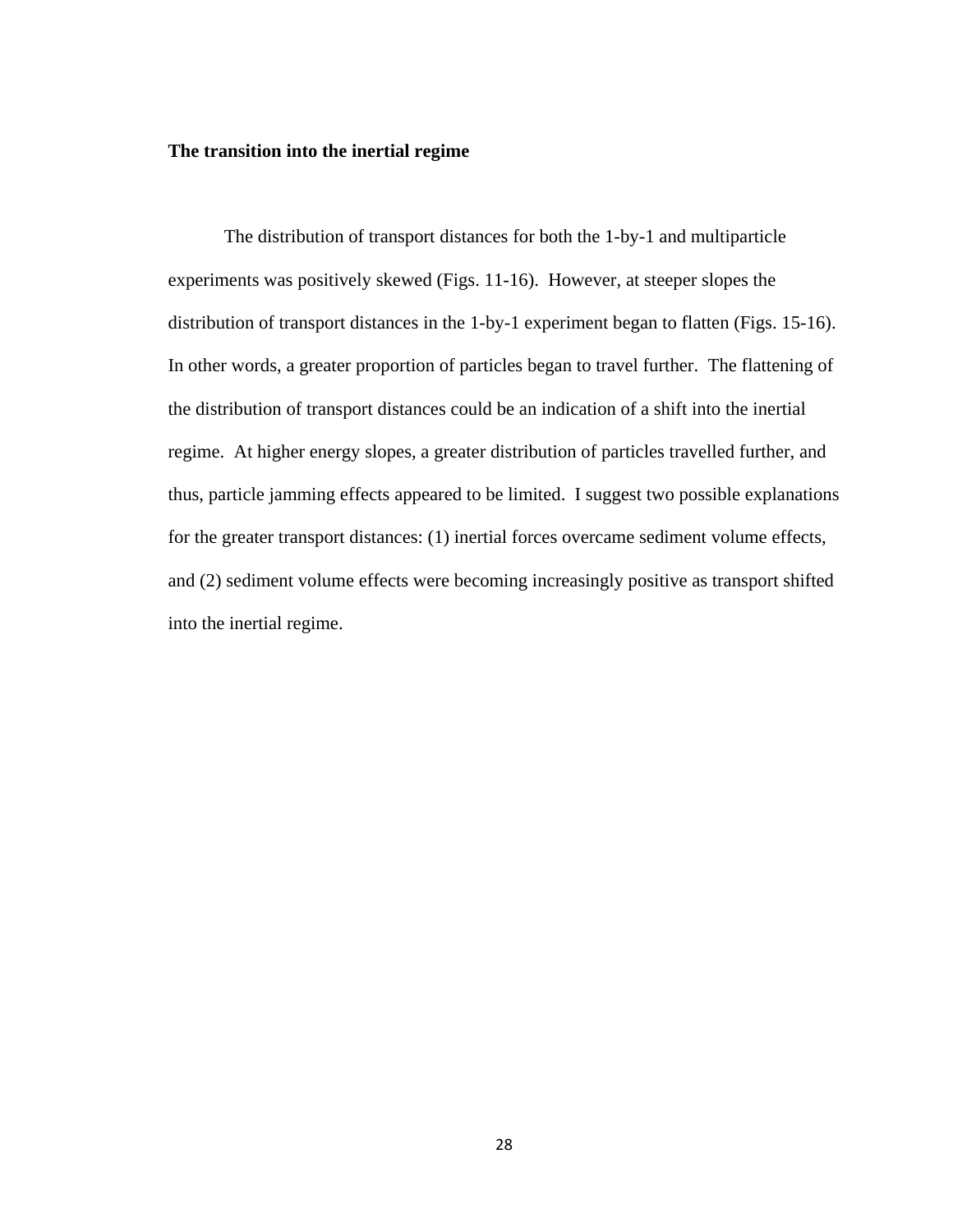**The transition into the inertial regime**

The distribution of transport distances for both the 1-by-1 and multiparticle experiments was positively skewed (Figs. 11-16). However, at steeper slopes the distribution of transport distances in the 1-by-1 experiment began to flatten (Figs. 15-16). In other words, a greater proportion of particles began to travel further. The flattening of the distribution of transport distances could be an indication of a shift into the inertial regime. At higher energy slopes, a greater distribution of particles travelled further, and thus, particle jamming effects appeared to be limited. I suggest two possible explanations for the greater transport distances: (1) inertial forces overcame sediment volume effects, and (2) sediment volume effects were becoming increasingly positive as transport shifted into the inertial regime.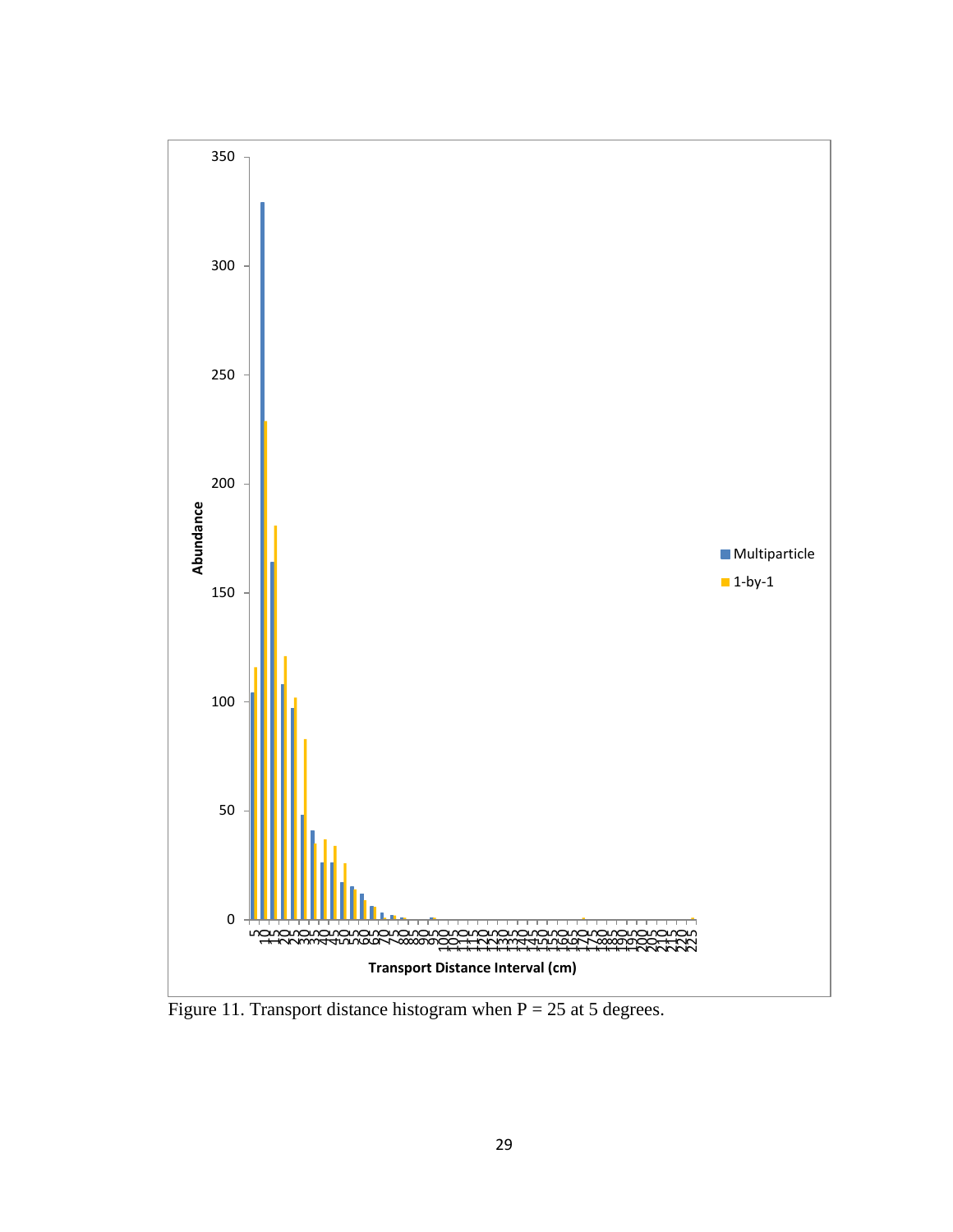Figure 11. Transport distance histogram when P = 25 at 5 degrees.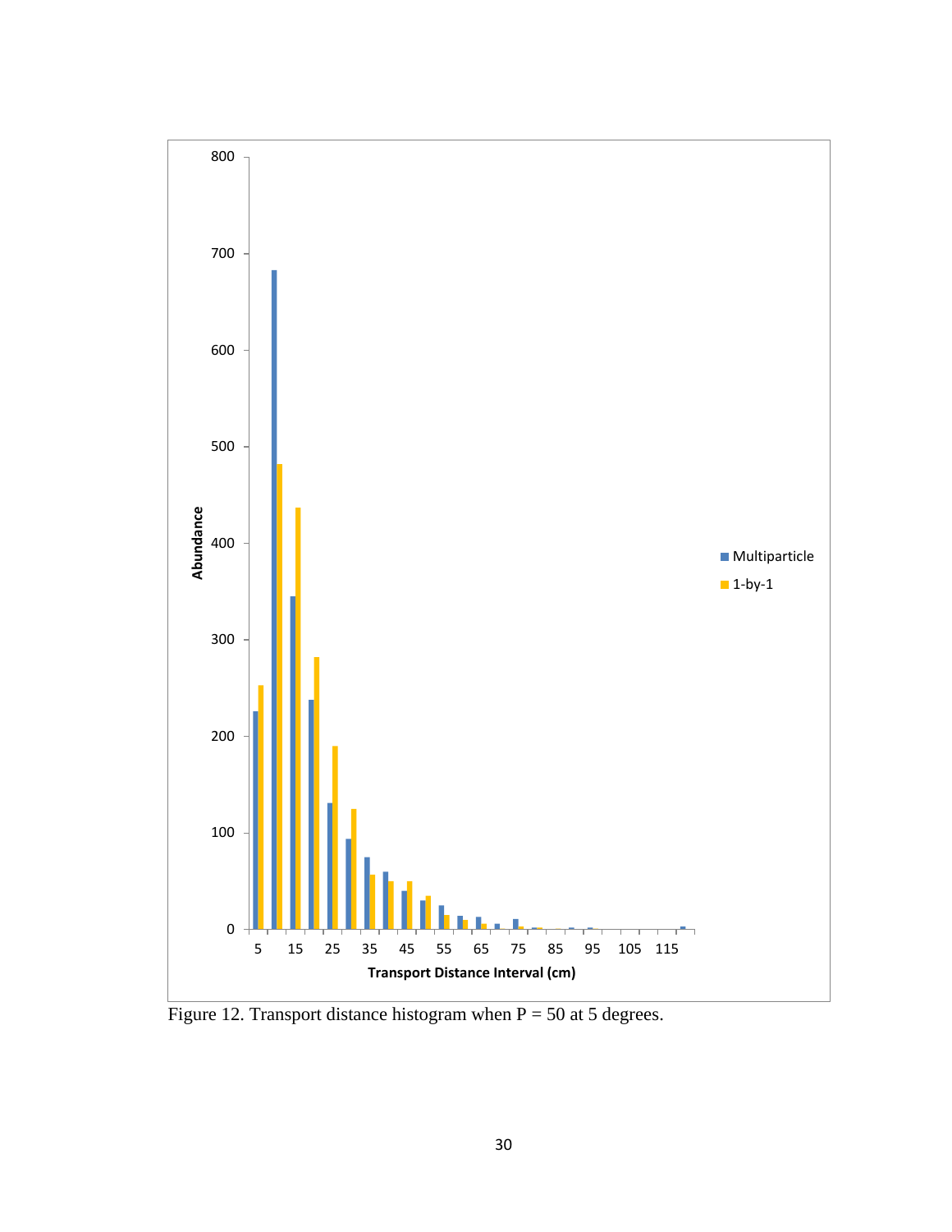Figure 12. Transport distance histogram when P = 50 at 5 degrees.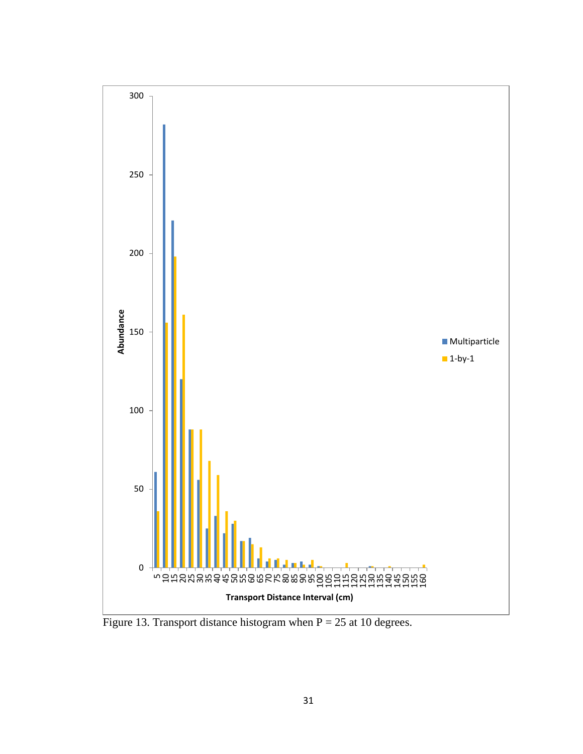Figure 13. Transport distance histogram when P = 25 at 10 degrees.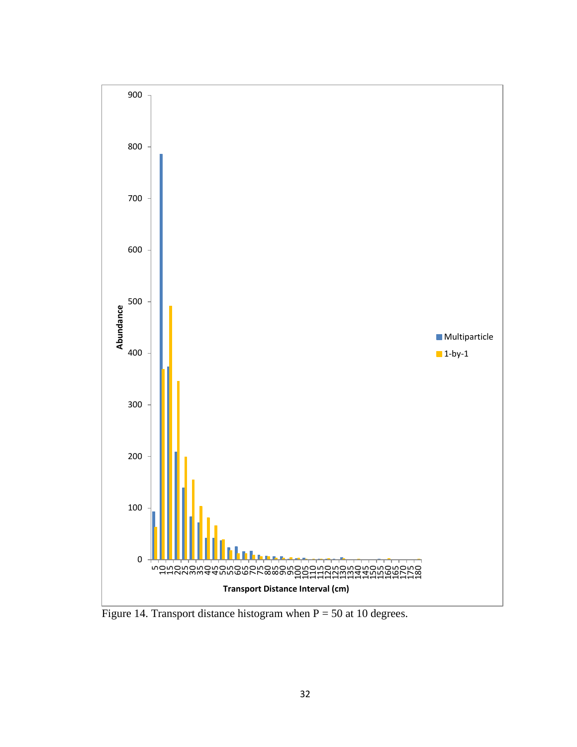Figure 14. Transport distance histogram when P = 50 at 10 degrees.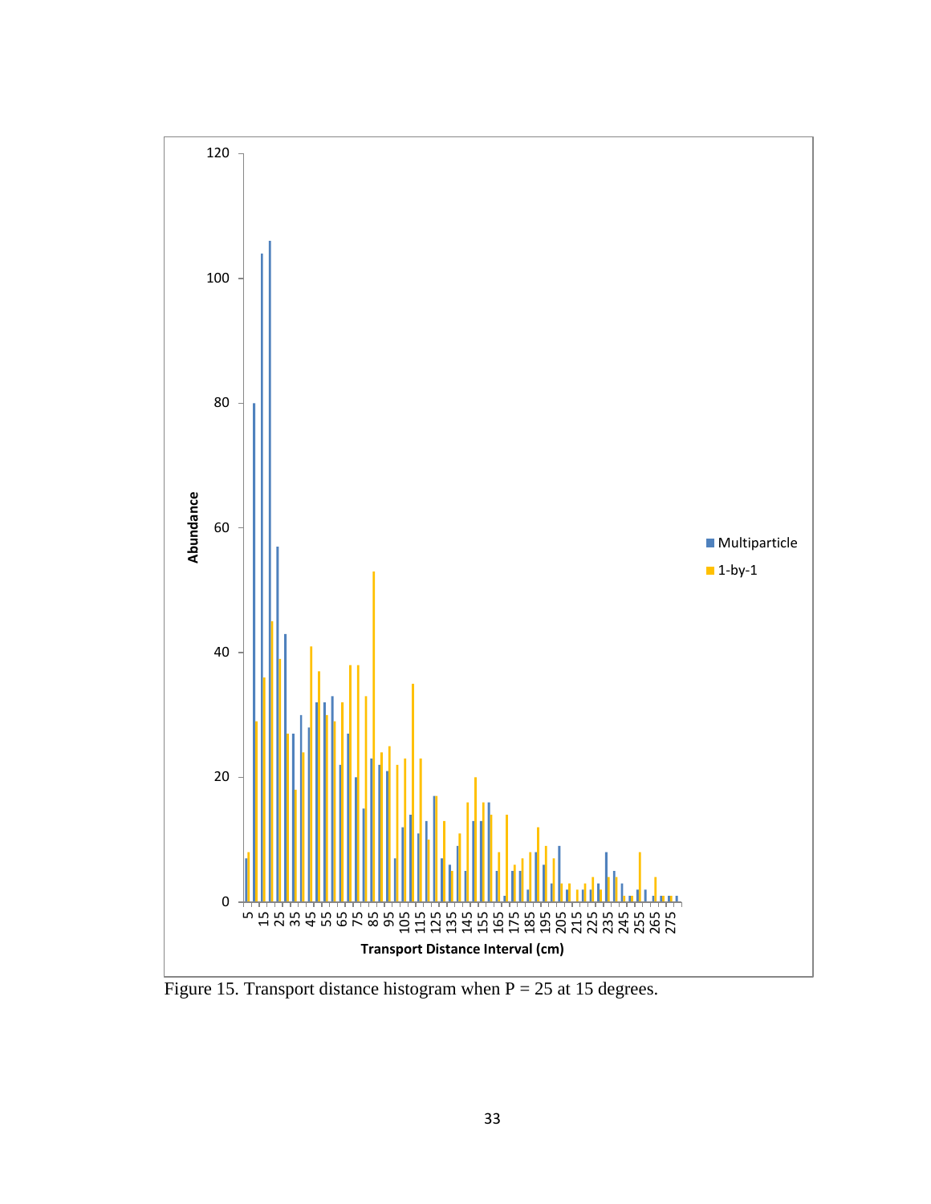Figure 15. Transport distance histogram when P = 25 at 15 degrees.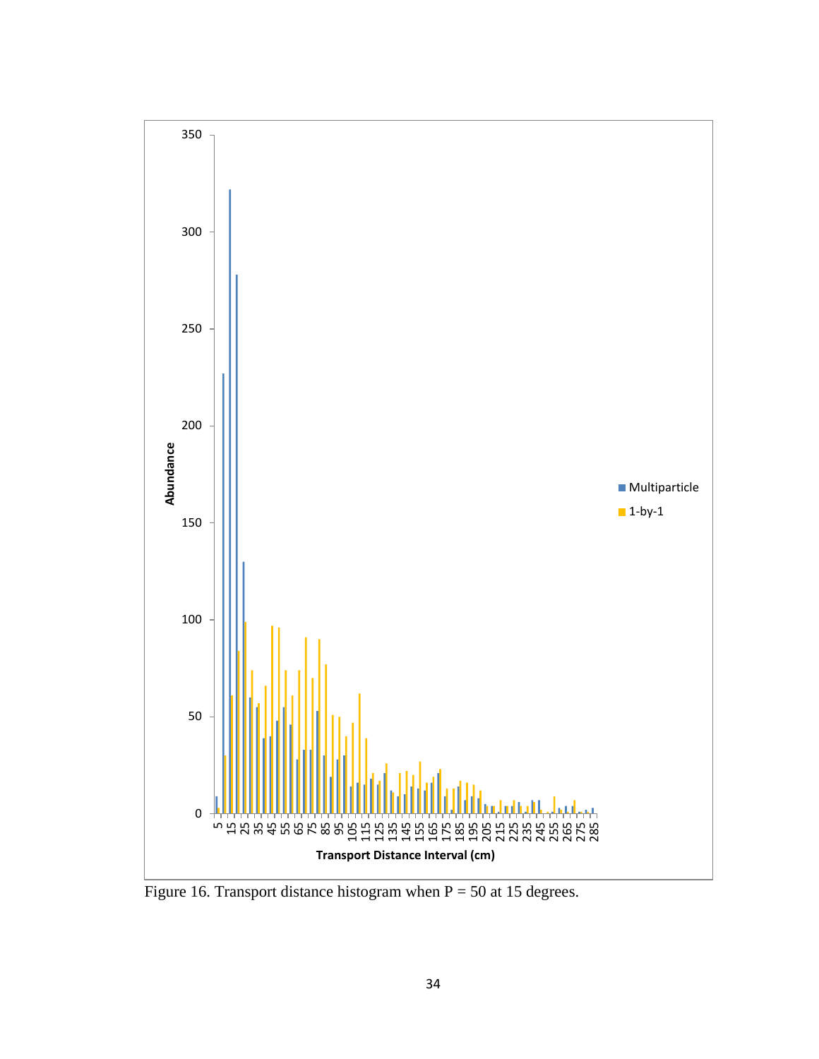Figure 16. Transport distance histogram when P = 50 at 15 degrees.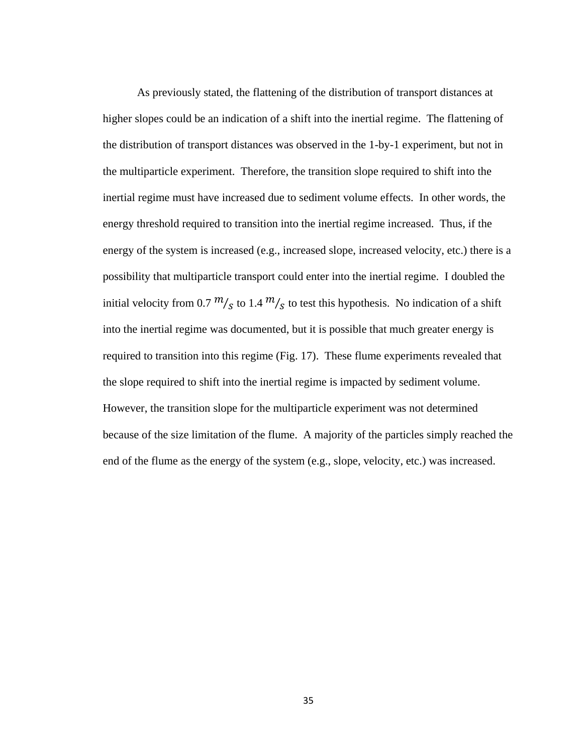As previously stated, the flattening of the distribution of transport distances at higher slopes could be an indication of a shift into the inertial regime. The flattening of the distribution of transport distances was observed in the 1-by-1 experiment, but not in the multiparticle experiment. Therefore, the transition slope required to shift into the inertial regime must have increased due to sediment volume effects. In other words, the energy threshold required to transition into the inertial regime increased. Thus, if the energy of the system is increased (e.g., increased slope, increased velocity, etc.) there is a possibility that multiparticle transport could enter into the inertial regime. I doubled the initial velocity from 0.7 $m/_{S}$ to 1.4 $m/_{S}$ to test this hypothesis. No indication of a shift into the inertial regime was documented, but it is possible that much greater energy is required to transition into this regime (Fig. 17). These flume experiments revealed that the slope required to shift into the inertial regime is impacted by sediment volume. However, the transition slope for the multiparticle experiment was not determined because of the size limitation of the flume. A majority of the particles simply reached the end of the flume as the energy of the system (e.g., slope, velocity, etc.) was increased.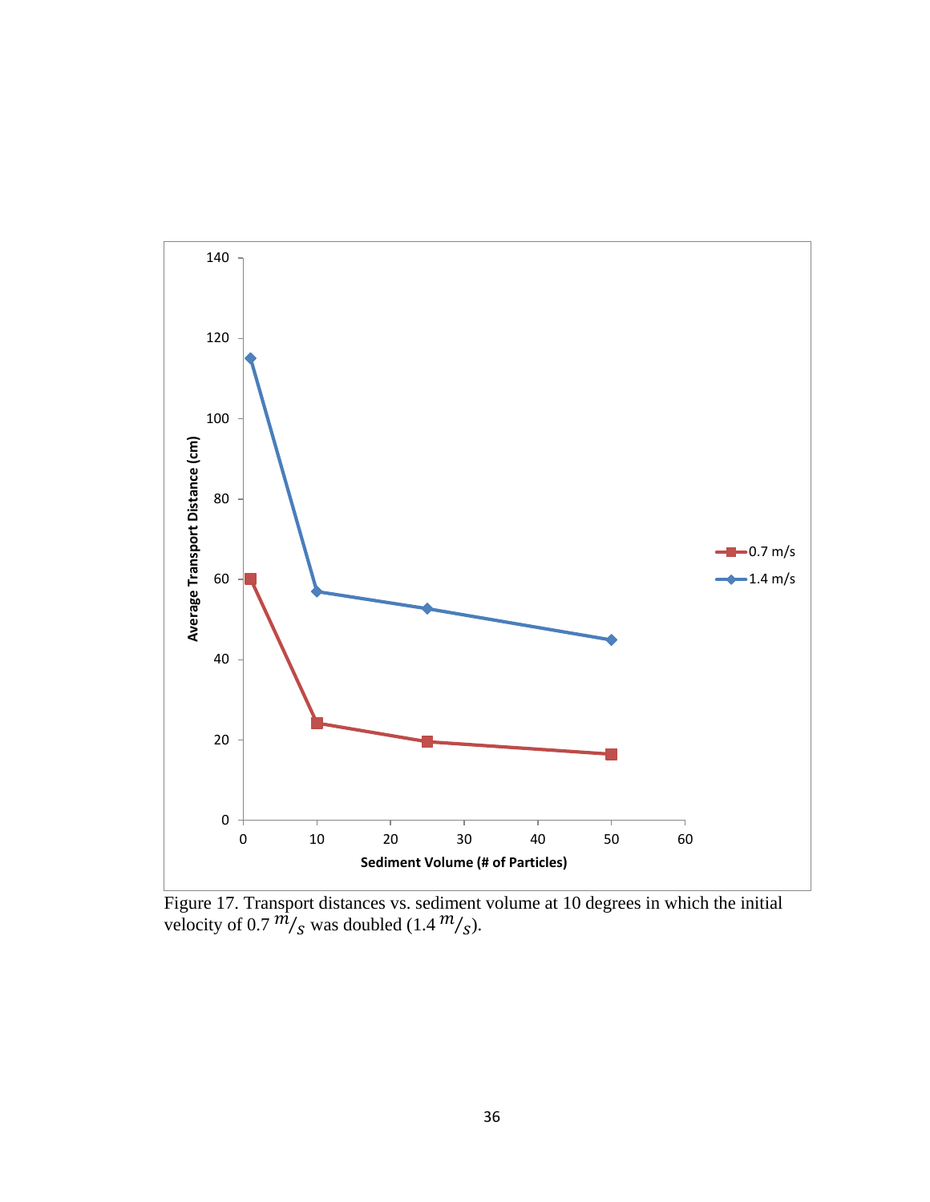Figure 17. Transport distances vs. sediment volume at 10 degrees in which the initial velocity of 0.7 $m/_s$ was doubled (1.4 $m/_s$).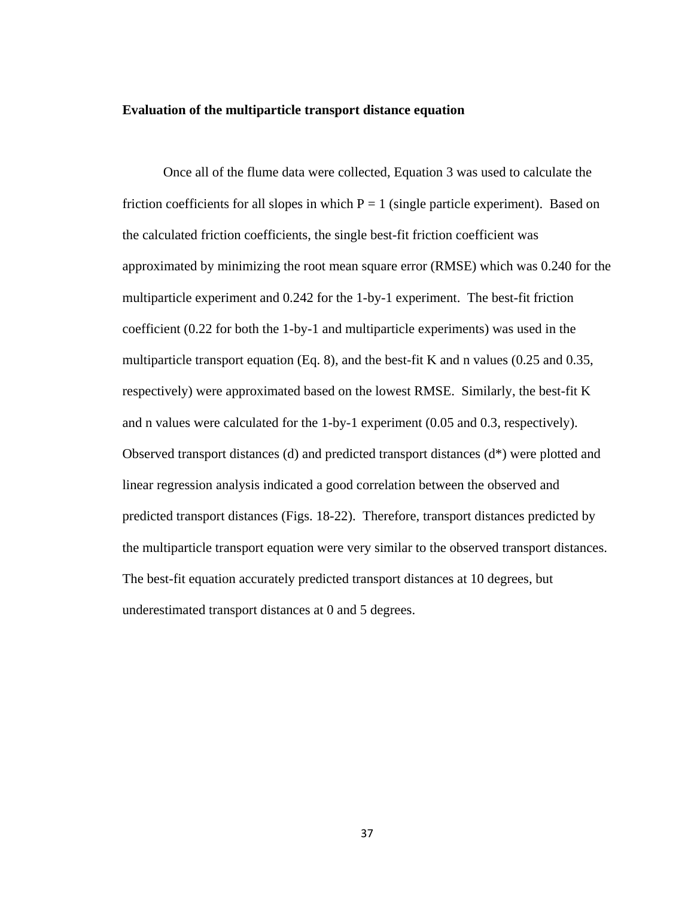### Evaluation of the multiparticle transport distance equation

Once all of the flume data were collected, Equation 3 was used to calculate the friction coefficients for all slopes in which $P = 1$ (single particle experiment). Based on the calculated friction coefficients, the single best-fit friction coefficient was approximated by minimizing the root mean square error (RMSE) which was 0.240 for the multiparticle experiment and 0.242 for the 1-by-1 experiment. The best-fit friction coefficient (0.22 for both the 1-by-1 and multiparticle experiments) was used in the multiparticle transport equation (Eq. 8), and the best-fit $K$ and $n$ values (0.25 and 0.35, respectively) were approximated based on the lowest RMSE. Similarly, the best-fit $K$ and $n$ values were calculated for the 1-by-1 experiment (0.05 and 0.3, respectively). Observed transport distances ($d$) and predicted transport distances ($d^*$) were plotted and linear regression analysis indicated a good correlation between the observed and predicted transport distances (Figs. 18-22). Therefore, transport distances predicted by the multiparticle transport equation were very similar to the observed transport distances. The best-fit equation accurately predicted transport distances at 10 degrees, but underestimated transport distances at 0 and 5 degrees.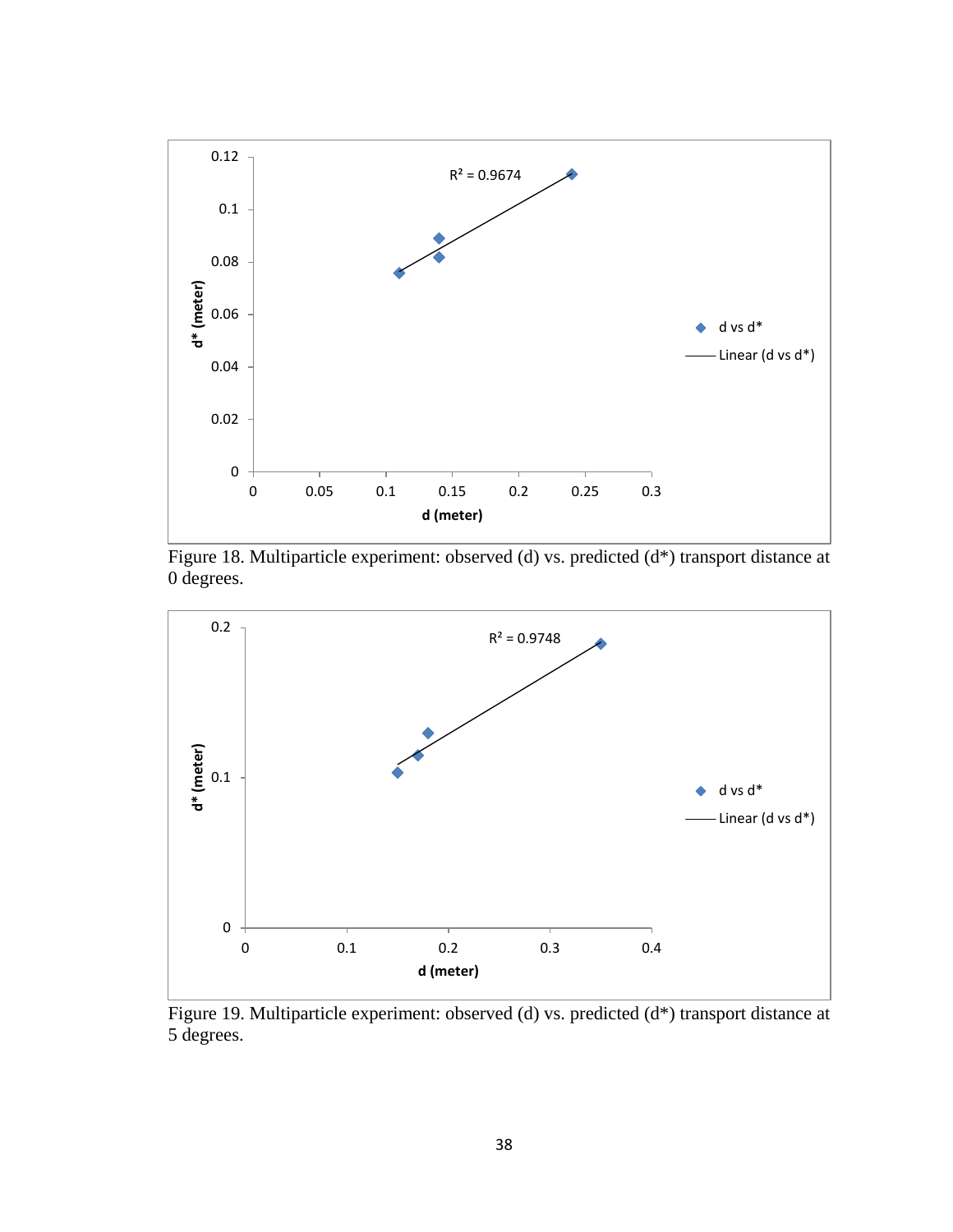Figure 18. Multiparticle experiment: observed (d) vs. predicted (d*) transport distance at 0 degrees.

Figure 19. Multiparticle experiment: observed (d) vs. predicted (d*) transport distance at 5 degrees.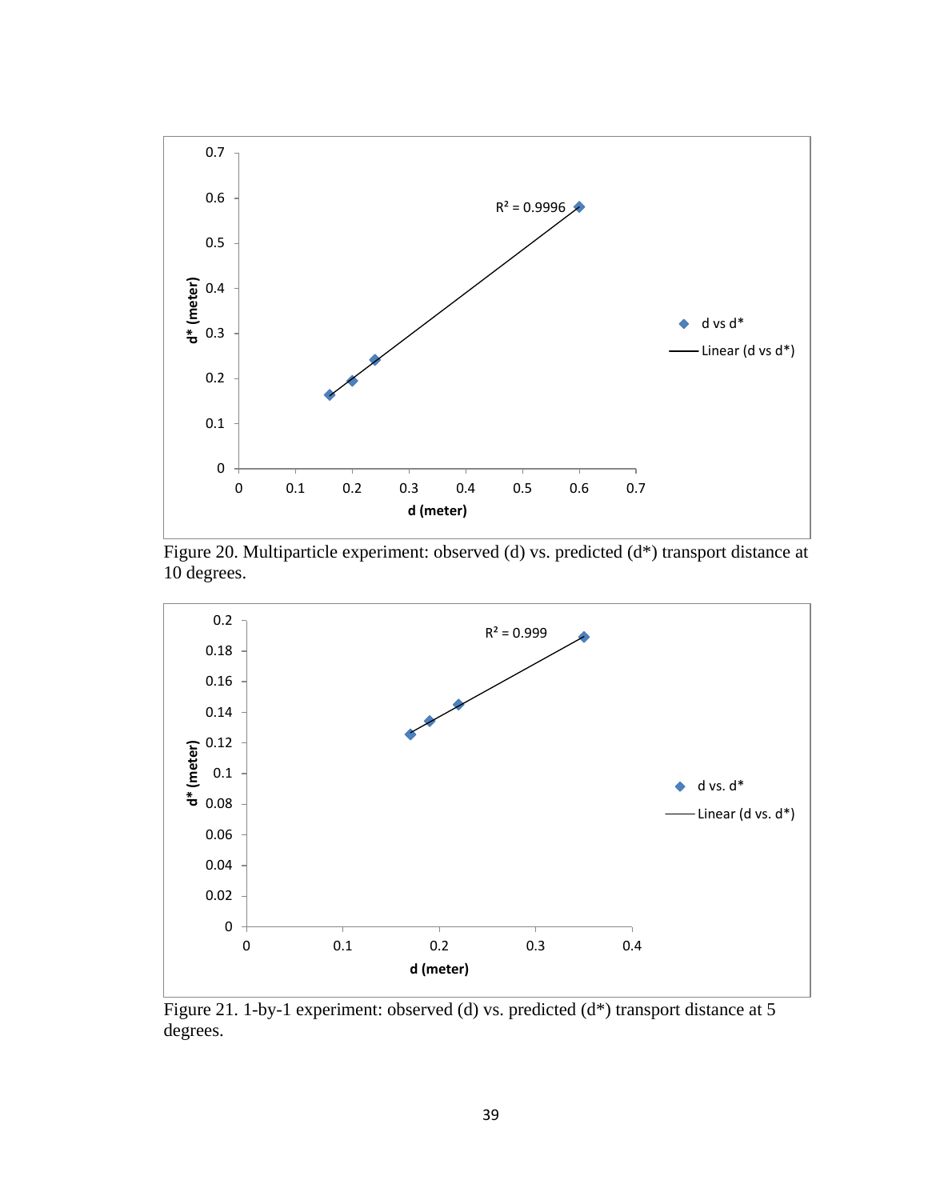Figure 20. Multiparticle experiment: observed (d) vs. predicted (d*) transport distance at 10 degrees.

Figure 21. 1-by-1 experiment: observed (d) vs. predicted (d*) transport distance at 5 degrees.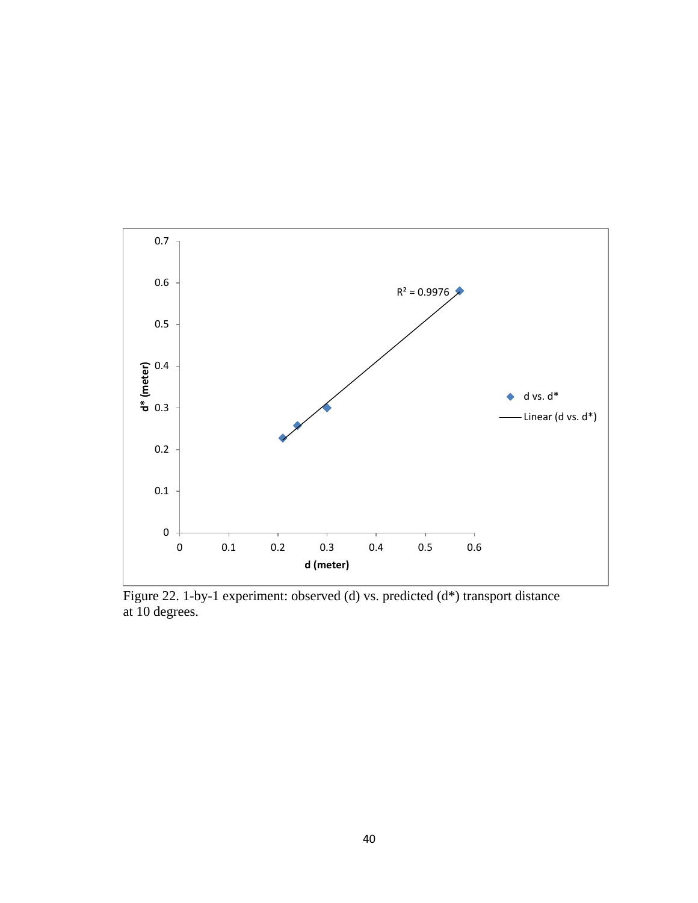Figure 22. 1-by-1 experiment: observed (d) vs. predicted (d*) transport distance at 10 degrees.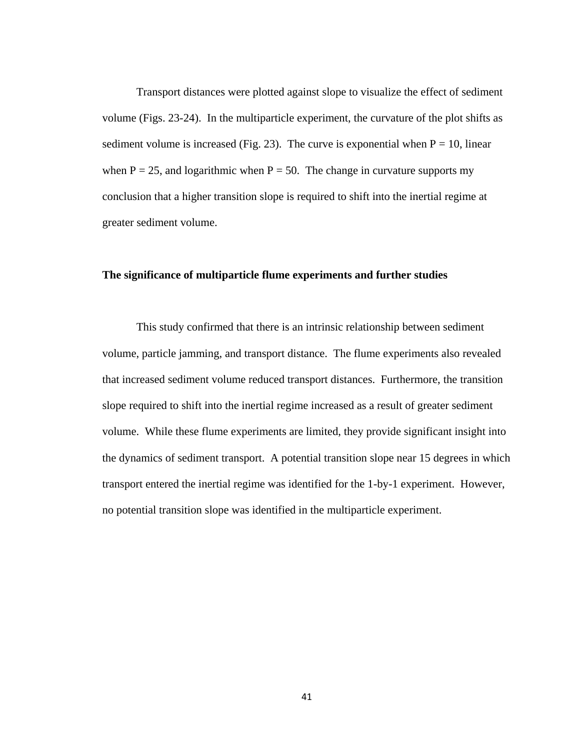Transport distances were plotted against slope to visualize the effect of sediment volume (Figs. 23-24). In the multiparticle experiment, the curvature of the plot shifts as sediment volume is increased (Fig. 23). The curve is exponential when $P = 10$, linear when $P = 25$, and logarithmic when $P = 50$. The change in curvature supports my conclusion that a higher transition slope is required to shift into the inertial regime at greater sediment volume.

### The significance of multiparticle flume experiments and further studies

This study confirmed that there is an intrinsic relationship between sediment volume, particle jamming, and transport distance. The flume experiments also revealed that increased sediment volume reduced transport distances. Furthermore, the transition slope required to shift into the inertial regime increased as a result of greater sediment volume. While these flume experiments are limited, they provide significant insight into the dynamics of sediment transport. A potential transition slope near 15 degrees in which transport entered the inertial regime was identified for the 1-by-1 experiment. However, no potential transition slope was identified in the multiparticle experiment.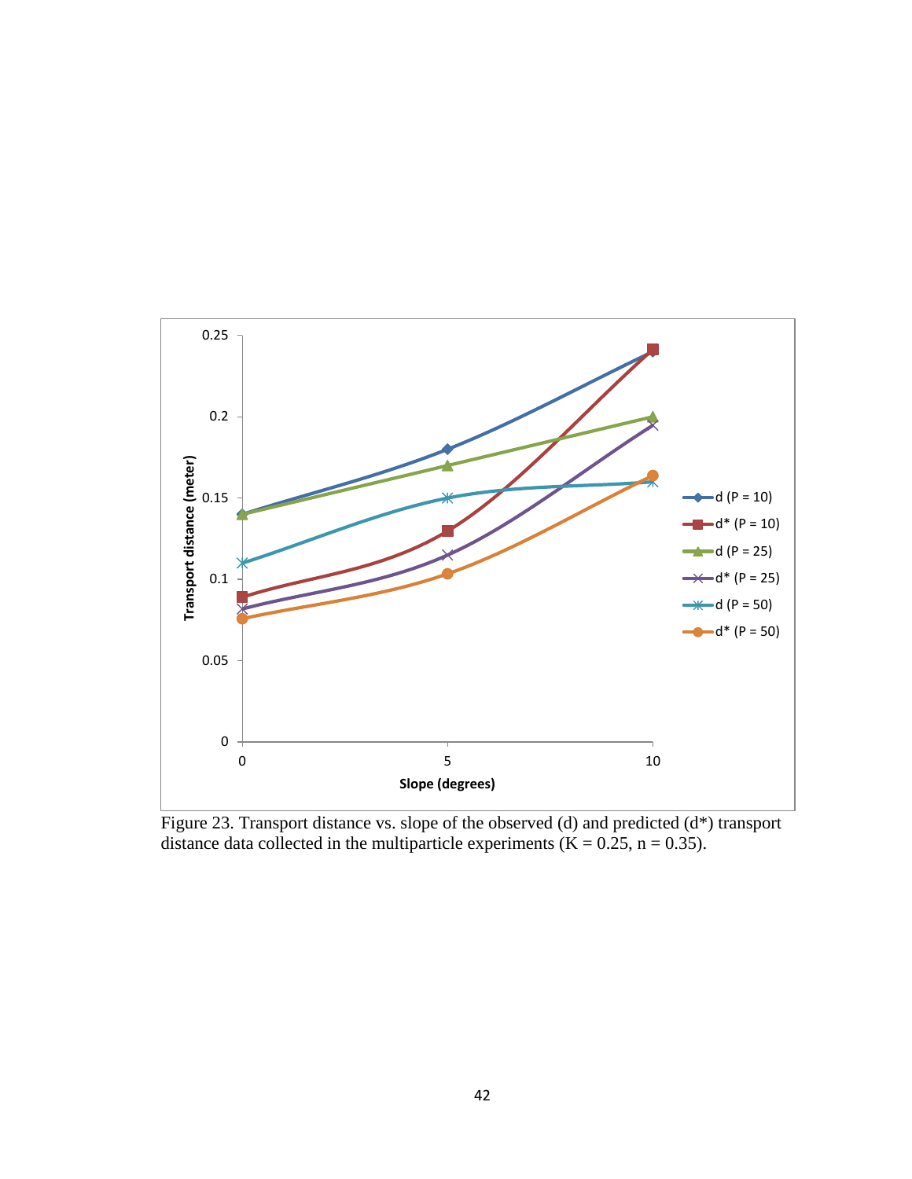Figure 23. Transport distance vs. slope of the observed (d) and predicted (d*) transport distance data collected in the multiparticle experiments (K = 0.25, n = 0.35).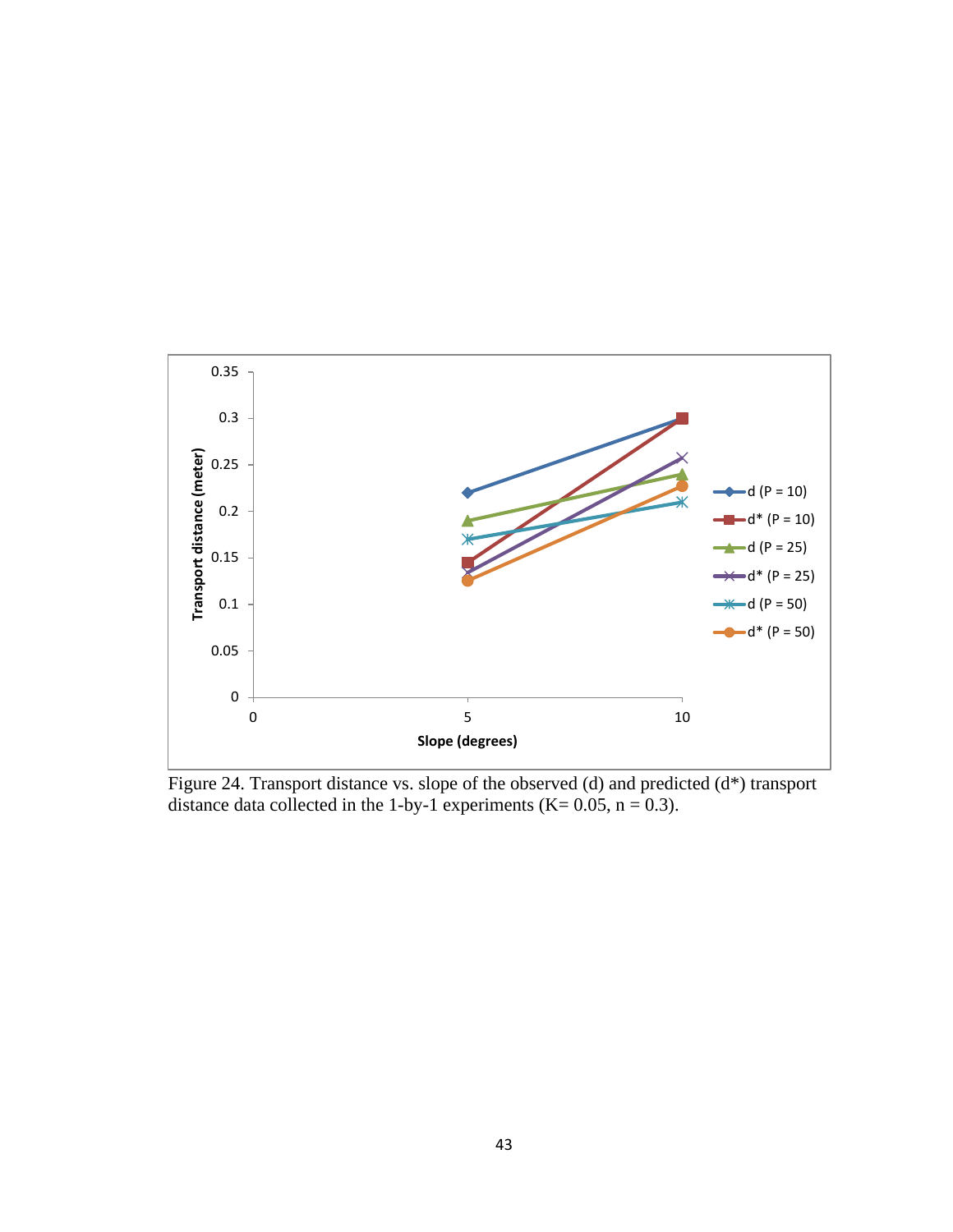Figure 24. Transport distance vs. slope of the observed (d) and predicted (d*) transport distance data collected in the 1-by-1 experiments (K= 0.05, n = 0.3).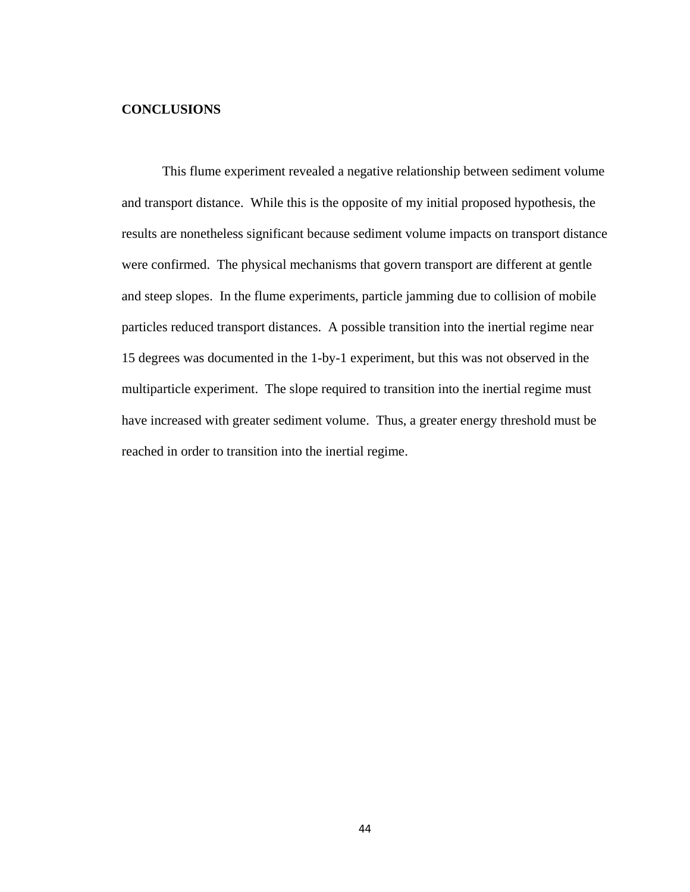# CONCLUSIONS

This flume experiment revealed a negative relationship between sediment volume and transport distance. While this is the opposite of my initial proposed hypothesis, the results are nonetheless significant because sediment volume impacts on transport distance were confirmed. The physical mechanisms that govern transport are different at gentle and steep slopes. In the flume experiments, particle jamming due to collision of mobile particles reduced transport distances. A possible transition into the inertial regime near 15 degrees was documented in the 1-by-1 experiment, but this was not observed in the multiparticle experiment. The slope required to transition into the inertial regime must have increased with greater sediment volume. Thus, a greater energy threshold must be reached in order to transition into the inertial regime.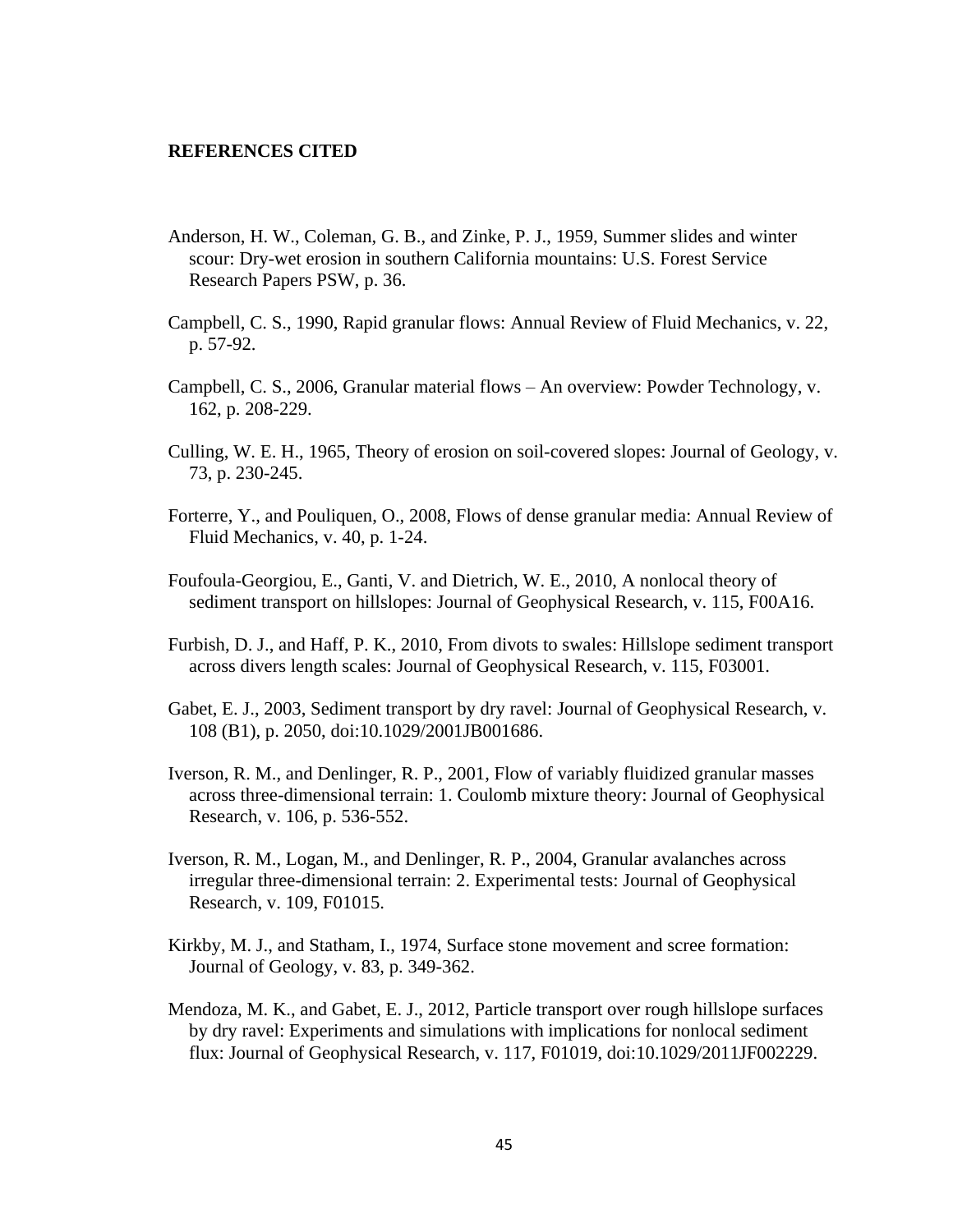## REFERENCES CITED

Anderson, H. W., Coleman, G. B., and Zinke, P. J., 1959, Summer slides and winter scour: Dry-wet erosion in southern California mountains: U.S. Forest Service Research Papers PSW, p. 36.

Campbell, C. S., 1990, Rapid granular flows: Annual Review of Fluid Mechanics, v. 22, p. 57-92.

Campbell, C. S., 2006, Granular material flows – An overview: Powder Technology, v. 162, p. 208-229.

Culling, W. E. H., 1965, Theory of erosion on soil-covered slopes: Journal of Geology, v. 73, p. 230-245.

Forterre, Y., and Pouliquen, O., 2008, Flows of dense granular media: Annual Review of Fluid Mechanics, v. 40, p. 1-24.

Foufoula-Georgiou, E., Ganti, V. and Dietrich, W. E., 2010, A nonlocal theory of sediment transport on hillslopes: Journal of Geophysical Research, v. 115, F00A16.

Furbish, D. J., and Haff, P. K., 2010, From divots to swales: Hillslope sediment transport across divers length scales: Journal of Geophysical Research, v. 115, F03001.

Gabet, E. J., 2003, Sediment transport by dry ravel: Journal of Geophysical Research, v. 108 (B1), p. 2050, doi:10.1029/2001JB001686.

Iverson, R. M., and Denlinger, R. P., 2001, Flow of variably fluidized granular masses across three-dimensional terrain: 1. Coulomb mixture theory: Journal of Geophysical Research, v. 106, p. 536-552.

Iverson, R. M., Logan, M., and Denlinger, R. P., 2004, Granular avalanches across irregular three-dimensional terrain: 2. Experimental tests: Journal of Geophysical Research, v. 109, F01015.

Kirkby, M. J., and Statham, I., 1974, Surface stone movement and scree formation: Journal of Geology, v. 83, p. 349-362.

Mendoza, M. K., and Gabet, E. J., 2012, Particle transport over rough hillslope surfaces by dry ravel: Experiments and simulations with implications for nonlocal sediment flux: Journal of Geophysical Research, v. 117, F01019, doi:10.1029/2011JF002229.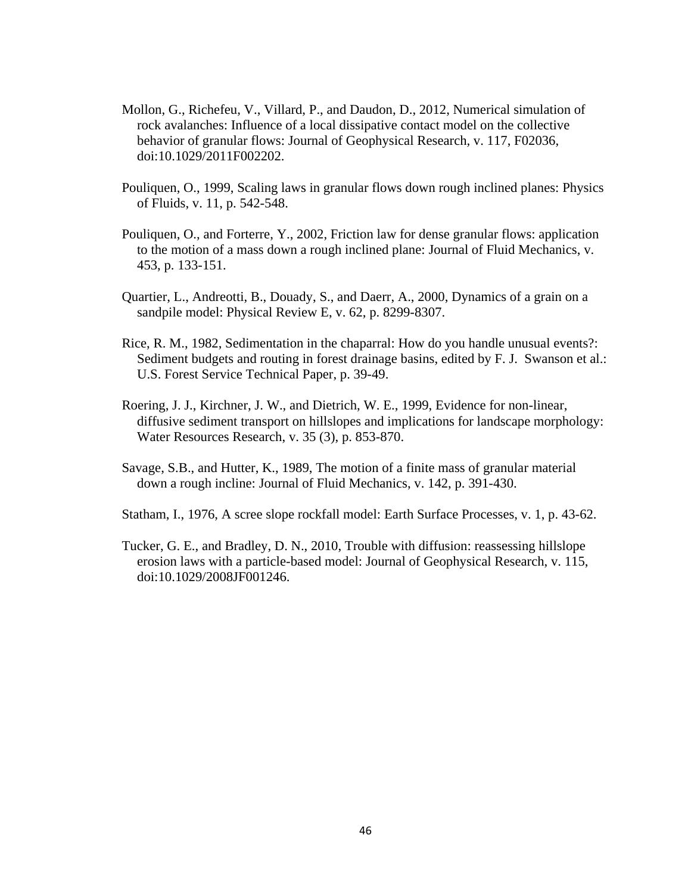Mollon, G., Richefeu, V., Villard, P., and Daudon, D., 2012, Numerical simulation of rock avalanches: Influence of a local dissipative contact model on the collective behavior of granular flows: Journal of Geophysical Research, v. 117, F02036, doi:10.1029/2011F002202.

Pouliquen, O., 1999, Scaling laws in granular flows down rough inclined planes: Physics of Fluids, v. 11, p. 542-548.

Pouliquen, O., and Forterre, Y., 2002, Friction law for dense granular flows: application to the motion of a mass down a rough inclined plane: Journal of Fluid Mechanics, v. 453, p. 133-151.

Quartier, L., Andreotti, B., Douady, S., and Daerr, A., 2000, Dynamics of a grain on a sandpile model: Physical Review E, v. 62, p. 8299-8307.

Rice, R. M., 1982, Sedimentation in the chaparral: How do you handle unusual events?: Sediment budgets and routing in forest drainage basins, edited by F. J. Swanson et al.: U.S. Forest Service Technical Paper, p. 39-49.

Roering, J. J., Kirchner, J. W., and Dietrich, W. E., 1999, Evidence for non-linear, diffusive sediment transport on hillslopes and implications for landscape morphology: Water Resources Research, v. 35 (3), p. 853-870.

Savage, S.B., and Hutter, K., 1989, The motion of a finite mass of granular material down a rough incline: Journal of Fluid Mechanics, v. 142, p. 391-430.

Statham, I., 1976, A scree slope rockfall model: Earth Surface Processes, v. 1, p. 43-62.

Tucker, G. E., and Bradley, D. N., 2010, Trouble with diffusion: reassessing hillslope erosion laws with a particle-based model: Journal of Geophysical Research, v. 115, doi:10.1029/2008JF001246.